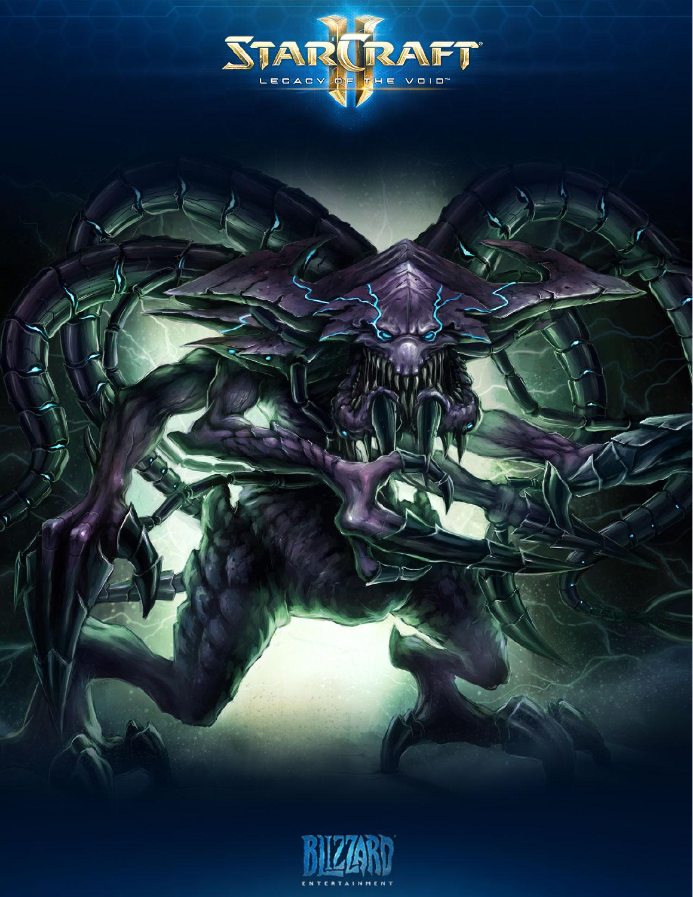# StarCraft II: Legacy of the Void

Blizzard Entertainment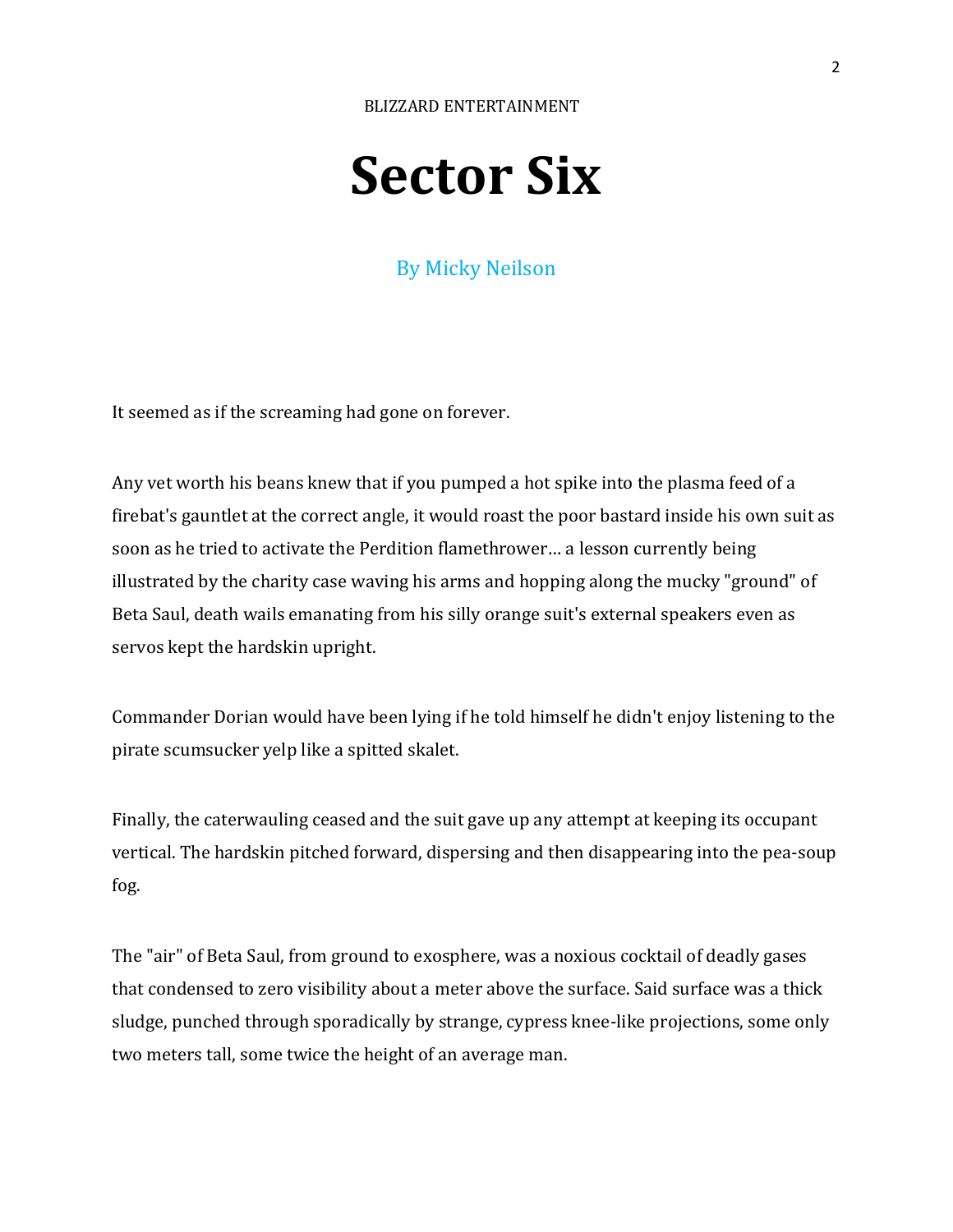BLIZZARD ENTERTAINMENT

# Sector Six

By Micky Neilson

It seemed as if the screaming had gone on forever.

Any vet worth his beans knew that if you pumped a hot spike into the plasma feed of a firebat's gauntlet at the correct angle, it would roast the poor bastard inside his own suit as soon as he tried to activate the Perdition flamethrower… a lesson currently being illustrated by the charity case waving his arms and hopping along the mucky "ground" of Beta Saul, death wails emanating from his silly orange suit's external speakers even as servos kept the hardskin upright.

Commander Dorian would have been lying if he told himself he didn't enjoy listening to the pirate scumsucker yelp like a spitted skalet.

Finally, the caterwauling ceased and the suit gave up any attempt at keeping its occupant vertical. The hardskin pitched forward, dispersing and then disappearing into the pea-soup fog.

The "air" of Beta Saul, from ground to exosphere, was a noxious cocktail of deadly gases that condensed to zero visibility about a meter above the surface. Said surface was a thick sludge, punched through sporadically by strange, cypress knee-like projections, some only two meters tall, some twice the height of an average man.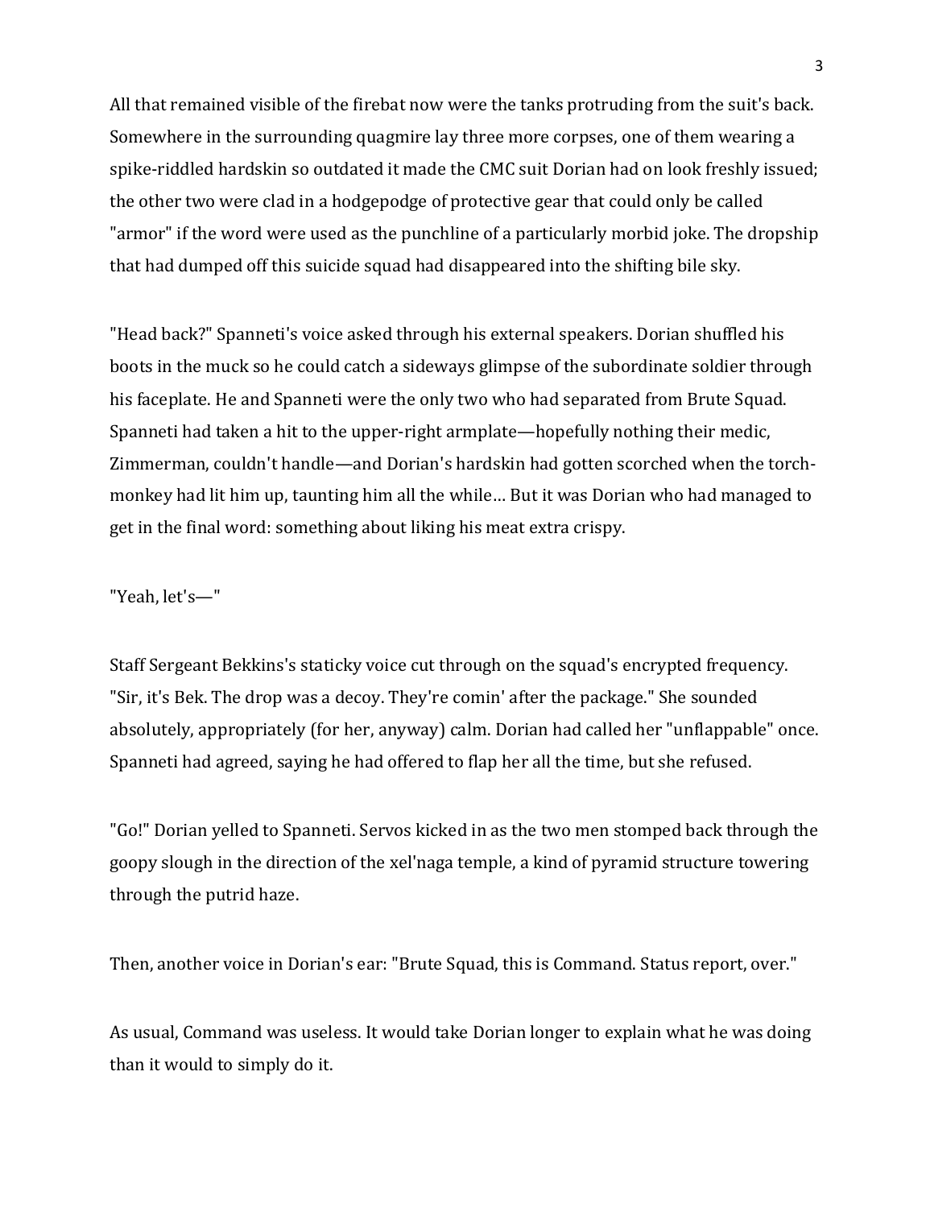All that remained visible of the firebat now were the tanks protruding from the suit's back. Somewhere in the surrounding quagmire lay three more corpses, one of them wearing a spike-riddled hardskin so outdated it made the CMC suit Dorian had on look freshly issued; the other two were clad in a hodgepodge of protective gear that could only be called "armor" if the word were used as the punchline of a particularly morbid joke. The dropship that had dumped off this suicide squad had disappeared into the shifting bile sky.

"Head back?" Spanneti's voice asked through his external speakers. Dorian shuffled his boots in the muck so he could catch a sideways glimpse of the subordinate soldier through his faceplate. He and Spanneti were the only two who had separated from Brute Squad. Spanneti had taken a hit to the upper-right armplate—hopefully nothing their medic, Zimmerman, couldn't handle—and Dorian's hardskin had gotten scorched when the torch-monkey had lit him up, taunting him all the while… But it was Dorian who had managed to get in the final word: something about liking his meat extra crispy.

"Yeah, let's—"

Staff Sergeant Bekkins's staticky voice cut through on the squad's encrypted frequency. "Sir, it's Bek. The drop was a decoy. They're comin' after the package." She sounded absolutely, appropriately (for her, anyway) calm. Dorian had called her "unflappable" once. Spanneti had agreed, saying he had offered to flap her all the time, but she refused.

"Go!" Dorian yelled to Spanneti. Servos kicked in as the two men stomped back through the goopy slough in the direction of the xel'naga temple, a kind of pyramid structure towering through the putrid haze.

Then, another voice in Dorian's ear: "Brute Squad, this is Command. Status report, over."

As usual, Command was useless. It would take Dorian longer to explain what he was doing than it would to simply do it.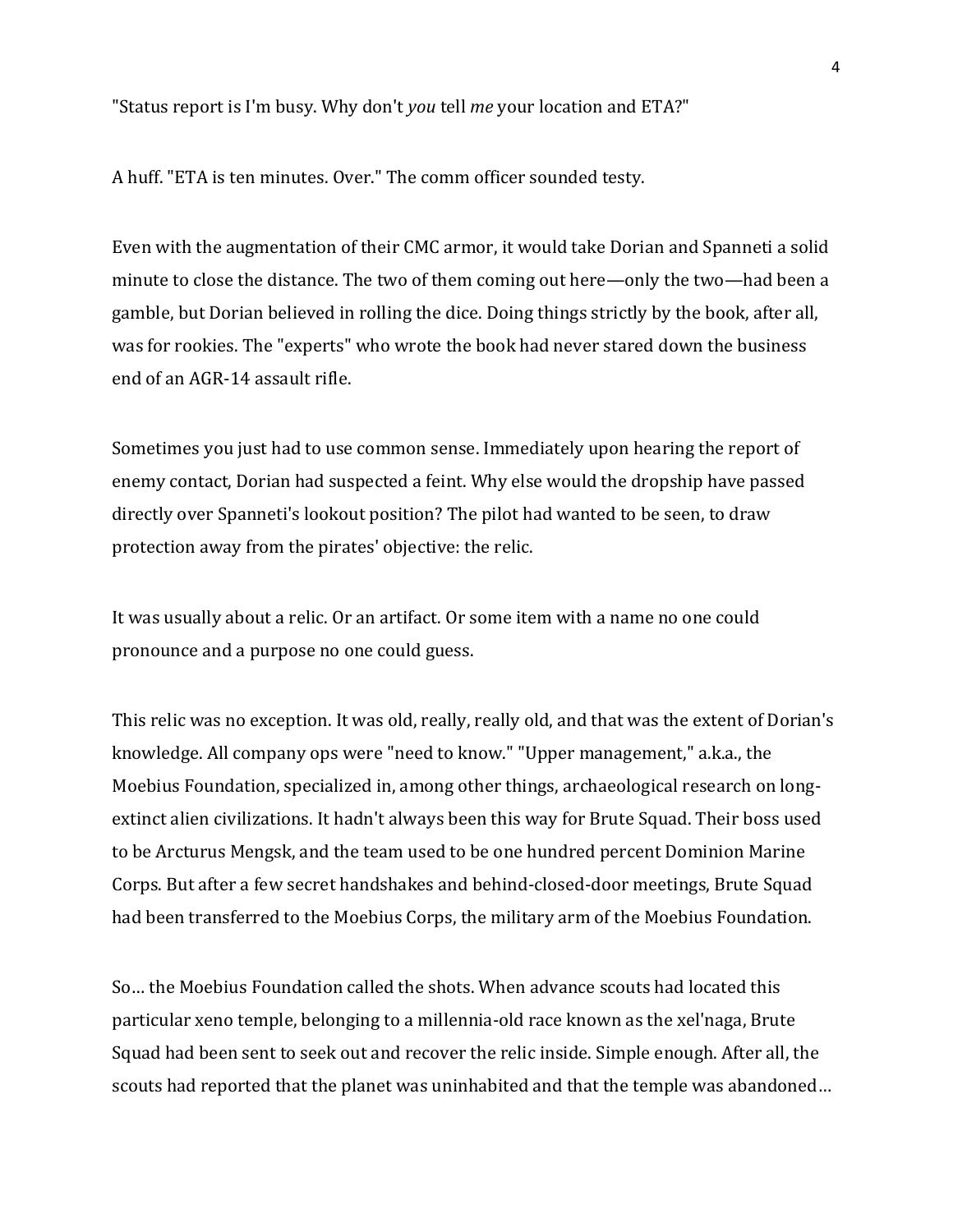"Status report is I'm busy. Why don't *you* tell *me* your location and ETA?"

A huff. "ETA is ten minutes. Over." The comm officer sounded testy.

Even with the augmentation of their CMC armor, it would take Dorian and Spanneti a solid minute to close the distance. The two of them coming out here—only the two—had been a gamble, but Dorian believed in rolling the dice. Doing things strictly by the book, after all, was for rookies. The "experts" who wrote the book had never stared down the business end of an AGR-14 assault rifle.

Sometimes you just had to use common sense. Immediately upon hearing the report of enemy contact, Dorian had suspected a feint. Why else would the dropship have passed directly over Spanneti's lookout position? The pilot had wanted to be seen, to draw protection away from the pirates' objective: the relic.

It was usually about a relic. Or an artifact. Or some item with a name no one could pronounce and a purpose no one could guess.

This relic was no exception. It was old, really, really old, and that was the extent of Dorian's knowledge. All company ops were "need to know." "Upper management," a.k.a., the Moebius Foundation, specialized in, among other things, archaeological research on long-extinct alien civilizations. It hadn't always been this way for Brute Squad. Their boss used to be Arcturus Mengsk, and the team used to be one hundred percent Dominion Marine Corps. But after a few secret handshakes and behind-closed-door meetings, Brute Squad had been transferred to the Moebius Corps, the military arm of the Moebius Foundation.

So… the Moebius Foundation called the shots. When advance scouts had located this particular xeno temple, belonging to a millennia-old race known as the xel'naga, Brute Squad had been sent to seek out and recover the relic inside. Simple enough. After all, the scouts had reported that the planet was uninhabited and that the temple was abandoned…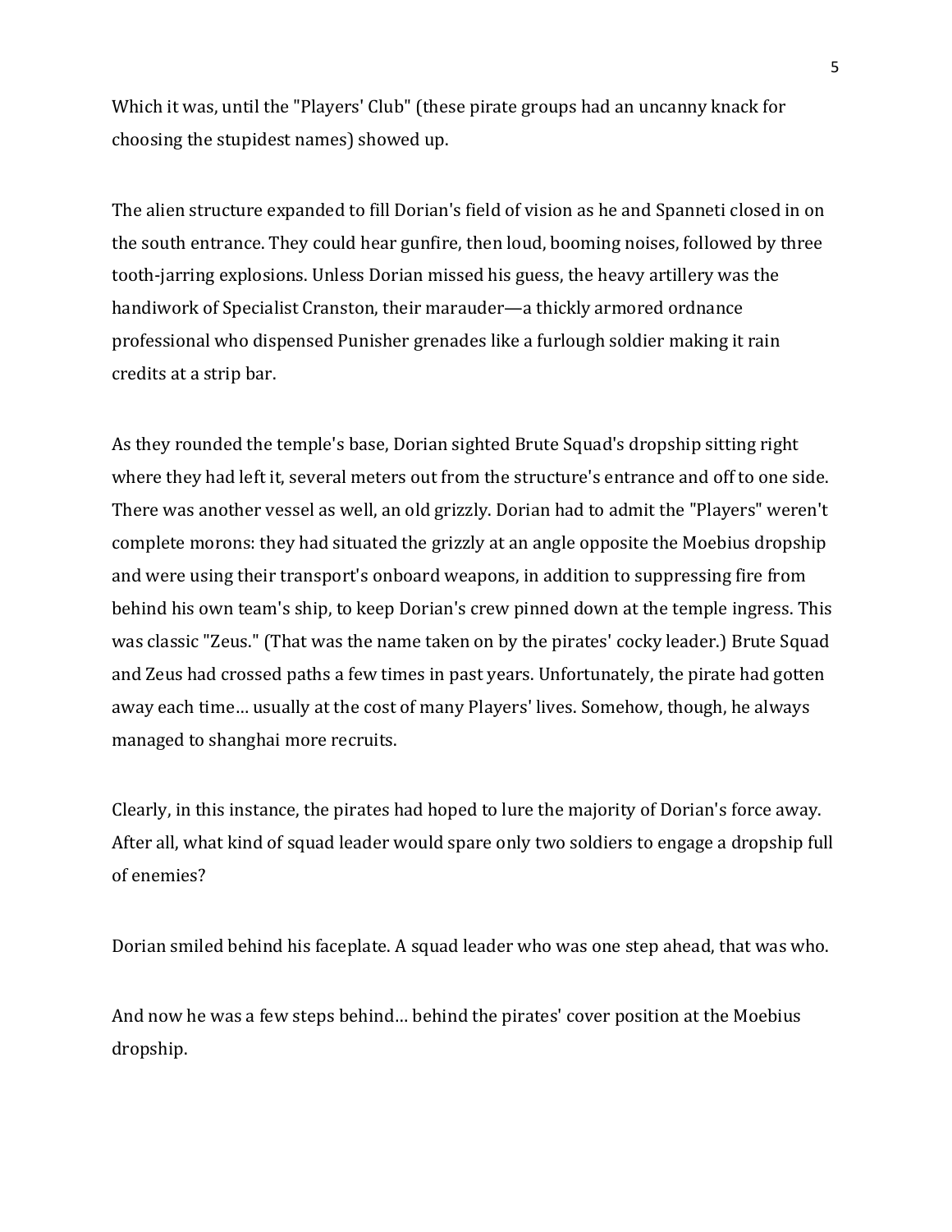Which it was, until the "Players' Club" (these pirate groups had an uncanny knack for choosing the stupidest names) showed up.

The alien structure expanded to fill Dorian's field of vision as he and Spanneti closed in on the south entrance. They could hear gunfire, then loud, booming noises, followed by three tooth-jarring explosions. Unless Dorian missed his guess, the heavy artillery was the handiwork of Specialist Cranston, their marauder—a thickly armored ordnance professional who dispensed Punisher grenades like a furlough soldier making it rain credits at a strip bar.

As they rounded the temple's base, Dorian sighted Brute Squad's dropship sitting right where they had left it, several meters out from the structure's entrance and off to one side. There was another vessel as well, an old grizzly. Dorian had to admit the "Players" weren't complete morons: they had situated the grizzly at an angle opposite the Moebius dropship and were using their transport's onboard weapons, in addition to suppressing fire from behind his own team's ship, to keep Dorian's crew pinned down at the temple ingress. This was classic "Zeus." (That was the name taken on by the pirates' cocky leader.) Brute Squad and Zeus had crossed paths a few times in past years. Unfortunately, the pirate had gotten away each time… usually at the cost of many Players' lives. Somehow, though, he always managed to shanghai more recruits.

Clearly, in this instance, the pirates had hoped to lure the majority of Dorian's force away. After all, what kind of squad leader would spare only two soldiers to engage a dropship full of enemies?

Dorian smiled behind his faceplate. A squad leader who was one step ahead, that was who.

And now he was a few steps behind… behind the pirates' cover position at the Moebius dropship.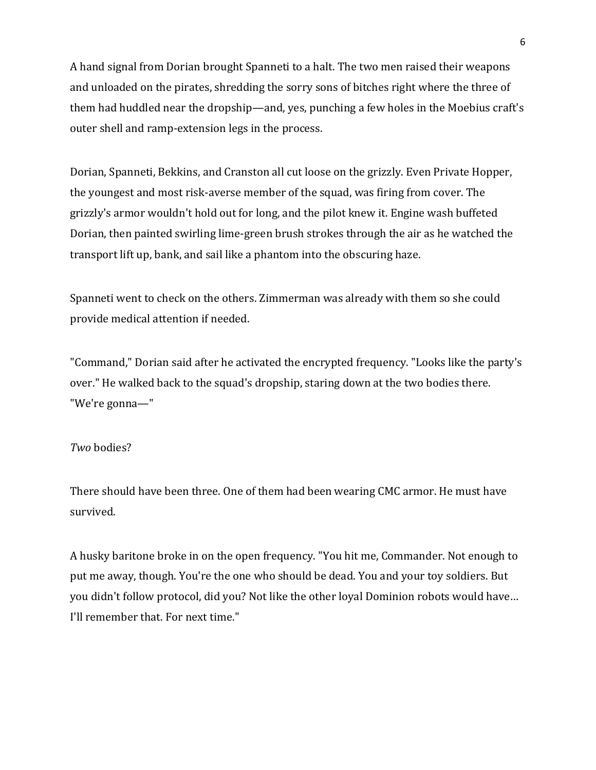A hand signal from Dorian brought Spanneti to a halt. The two men raised their weapons and unloaded on the pirates, shredding the sorry sons of bitches right where the three of them had huddled near the dropship—and, yes, punching a few holes in the Moebius craft's outer shell and ramp-extension legs in the process.

Dorian, Spanneti, Bekkins, and Cranston all cut loose on the grizzly. Even Private Hopper, the youngest and most risk-averse member of the squad, was firing from cover. The grizzly's armor wouldn't hold out for long, and the pilot knew it. Engine wash buffeted Dorian, then painted swirling lime-green brush strokes through the air as he watched the transport lift up, bank, and sail like a phantom into the obscuring haze.

Spanneti went to check on the others. Zimmerman was already with them so she could provide medical attention if needed.

"Command," Dorian said after he activated the encrypted frequency. "Looks like the party's over." He walked back to the squad's dropship, staring down at the two bodies there. "We're gonna—"

*Two* bodies?

There should have been three. One of them had been wearing CMC armor. He must have survived.

A husky baritone broke in on the open frequency. "You hit me, Commander. Not enough to put me away, though. You're the one who should be dead. You and your toy soldiers. But you didn't follow protocol, did you? Not like the other loyal Dominion robots would have… I'll remember that. For next time."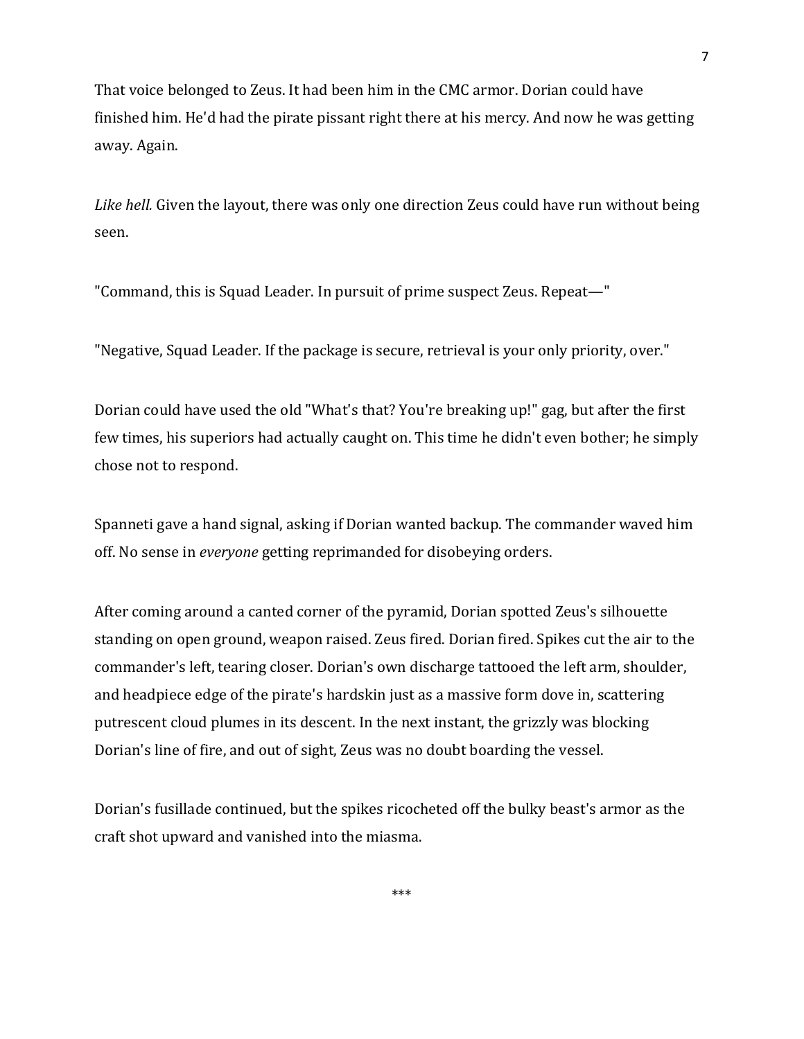That voice belonged to Zeus. It had been him in the CMC armor. Dorian could have finished him. He'd had the pirate pissant right there at his mercy. And now he was getting away. Again.

*Like hell.* Given the layout, there was only one direction Zeus could have run without being seen.

"Command, this is Squad Leader. In pursuit of prime suspect Zeus. Repeat—"

"Negative, Squad Leader. If the package is secure, retrieval is your only priority, over."

Dorian could have used the old "What's that? You're breaking up!" gag, but after the first few times, his superiors had actually caught on. This time he didn't even bother; he simply chose not to respond.

Spanneti gave a hand signal, asking if Dorian wanted backup. The commander waved him off. No sense in *everyone* getting reprimanded for disobeying orders.

After coming around a canted corner of the pyramid, Dorian spotted Zeus's silhouette standing on open ground, weapon raised. Zeus fired. Dorian fired. Spikes cut the air to the commander's left, tearing closer. Dorian's own discharge tattooed the left arm, shoulder, and headpiece edge of the pirate's hardskin just as a massive form dove in, scattering putrescent cloud plumes in its descent. In the next instant, the grizzly was blocking Dorian's line of fire, and out of sight, Zeus was no doubt boarding the vessel.

Dorian's fusillade continued, but the spikes ricocheted off the bulky beast's armor as the craft shot upward and vanished into the miasma.

***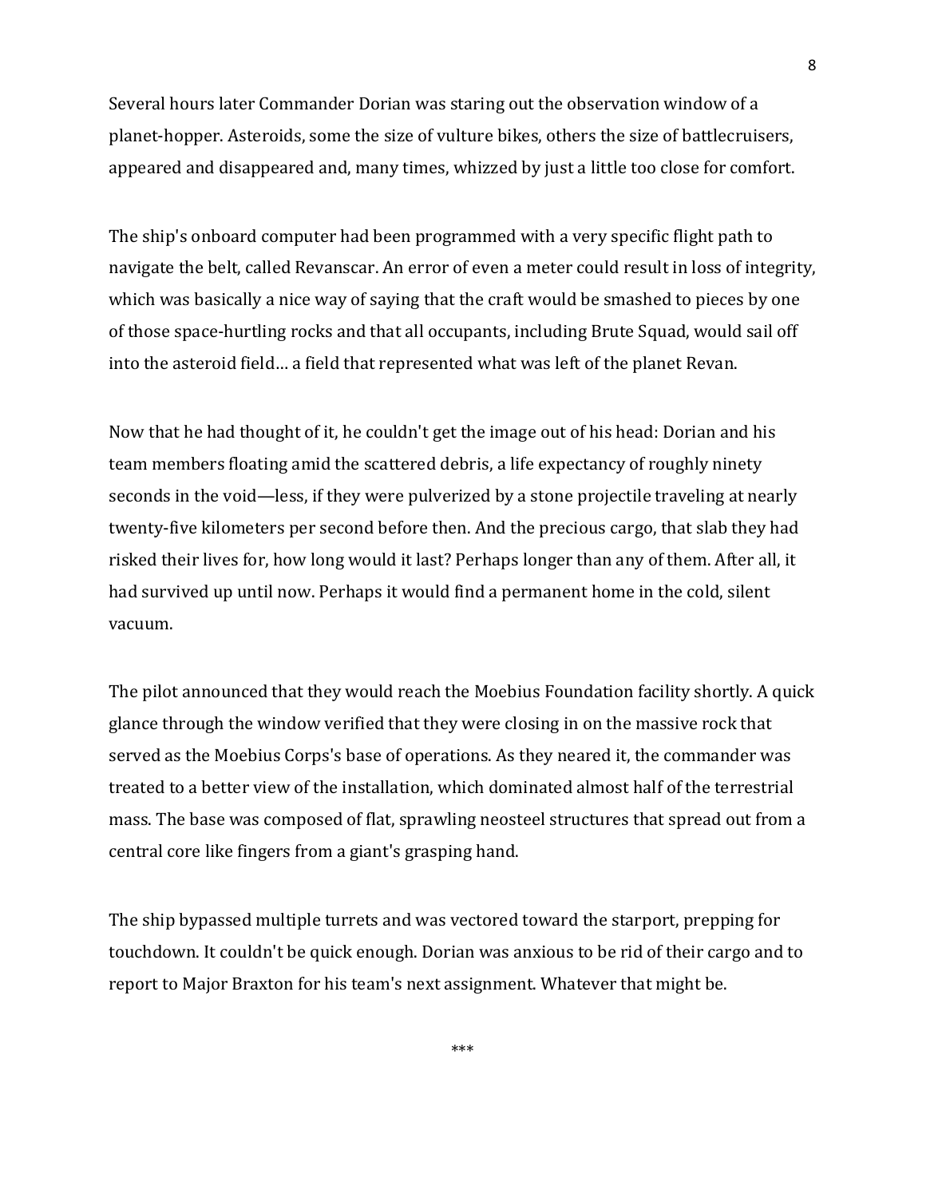Several hours later Commander Dorian was staring out the observation window of a planet-hopper. Asteroids, some the size of vulture bikes, others the size of battlecruisers, appeared and disappeared and, many times, whizzed by just a little too close for comfort.

The ship's onboard computer had been programmed with a very specific flight path to navigate the belt, called Revanscar. An error of even a meter could result in loss of integrity, which was basically a nice way of saying that the craft would be smashed to pieces by one of those space-hurtling rocks and that all occupants, including Brute Squad, would sail off into the asteroid field… a field that represented what was left of the planet Revan.

Now that he had thought of it, he couldn't get the image out of his head: Dorian and his team members floating amid the scattered debris, a life expectancy of roughly ninety seconds in the void—less, if they were pulverized by a stone projectile traveling at nearly twenty-five kilometers per second before then. And the precious cargo, that slab they had risked their lives for, how long would it last? Perhaps longer than any of them. After all, it had survived up until now. Perhaps it would find a permanent home in the cold, silent vacuum.

The pilot announced that they would reach the Moebius Foundation facility shortly. A quick glance through the window verified that they were closing in on the massive rock that served as the Moebius Corps's base of operations. As they neared it, the commander was treated to a better view of the installation, which dominated almost half of the terrestrial mass. The base was composed of flat, sprawling neosteel structures that spread out from a central core like fingers from a giant's grasping hand.

The ship bypassed multiple turrets and was vectored toward the starport, prepping for touchdown. It couldn't be quick enough. Dorian was anxious to be rid of their cargo and to report to Major Braxton for his team's next assignment. Whatever that might be.

***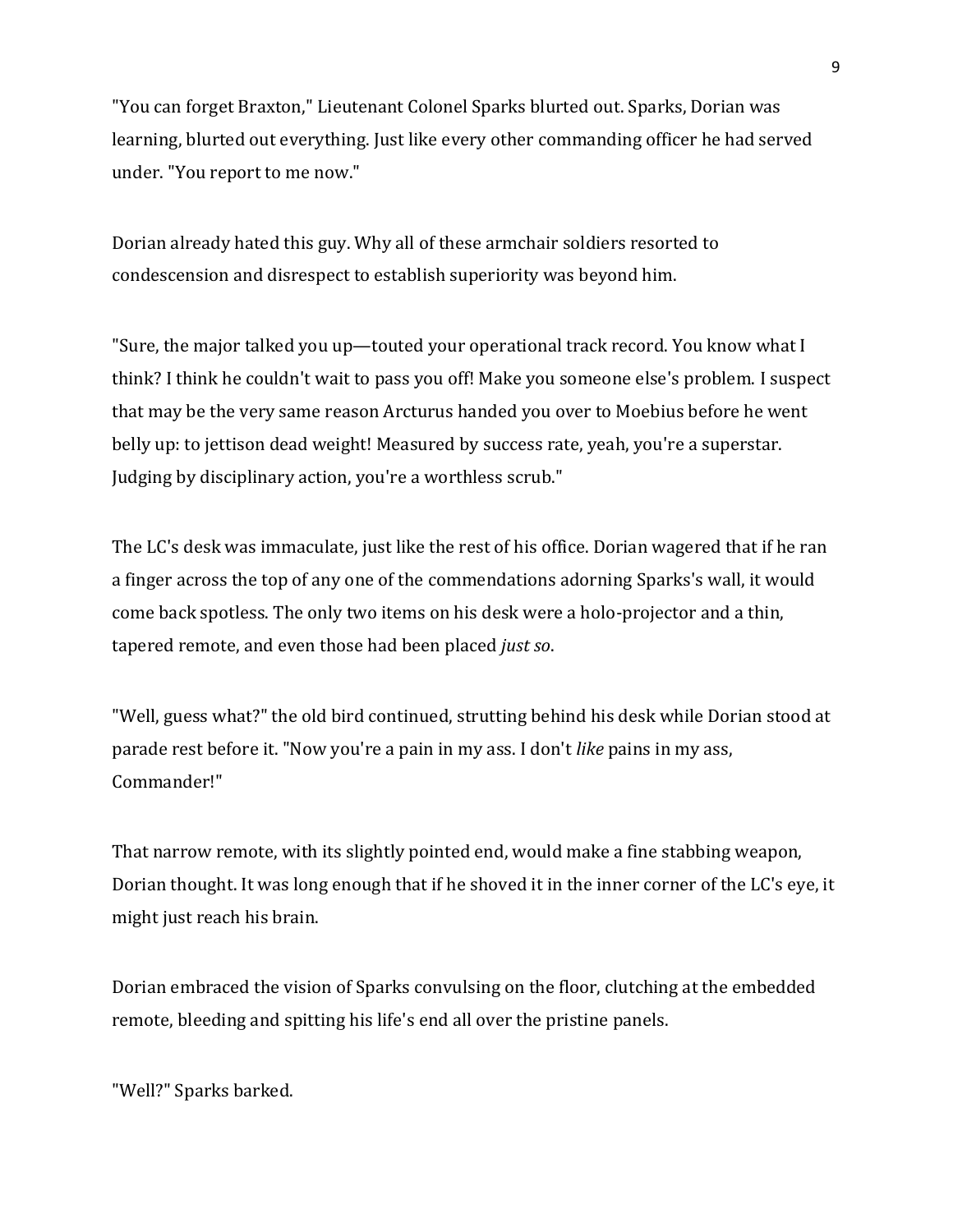"You can forget Braxton," Lieutenant Colonel Sparks blurted out. Sparks, Dorian was learning, blurted out everything. Just like every other commanding officer he had served under. "You report to me now."

Dorian already hated this guy. Why all of these armchair soldiers resorted to condescension and disrespect to establish superiority was beyond him.

"Sure, the major talked you up—touted your operational track record. You know what I think? I think he couldn't wait to pass you off! Make you someone else's problem. I suspect that may be the very same reason Arcturus handed you over to Moebius before he went belly up: to jettison dead weight! Measured by success rate, yeah, you're a superstar. Judging by disciplinary action, you're a worthless scrub."

The LC's desk was immaculate, just like the rest of his office. Dorian wagered that if he ran a finger across the top of any one of the commendations adorning Sparks's wall, it would come back spotless. The only two items on his desk were a holo-projector and a thin, tapered remote, and even those had been placed *just so*.

"Well, guess what?" the old bird continued, strutting behind his desk while Dorian stood at parade rest before it. "Now you're a pain in my ass. I don't *like* pains in my ass, Commander!"

That narrow remote, with its slightly pointed end, would make a fine stabbing weapon, Dorian thought. It was long enough that if he shoved it in the inner corner of the LC's eye, it might just reach his brain.

Dorian embraced the vision of Sparks convulsing on the floor, clutching at the embedded remote, bleeding and spitting his life's end all over the pristine panels.

"Well?" Sparks barked.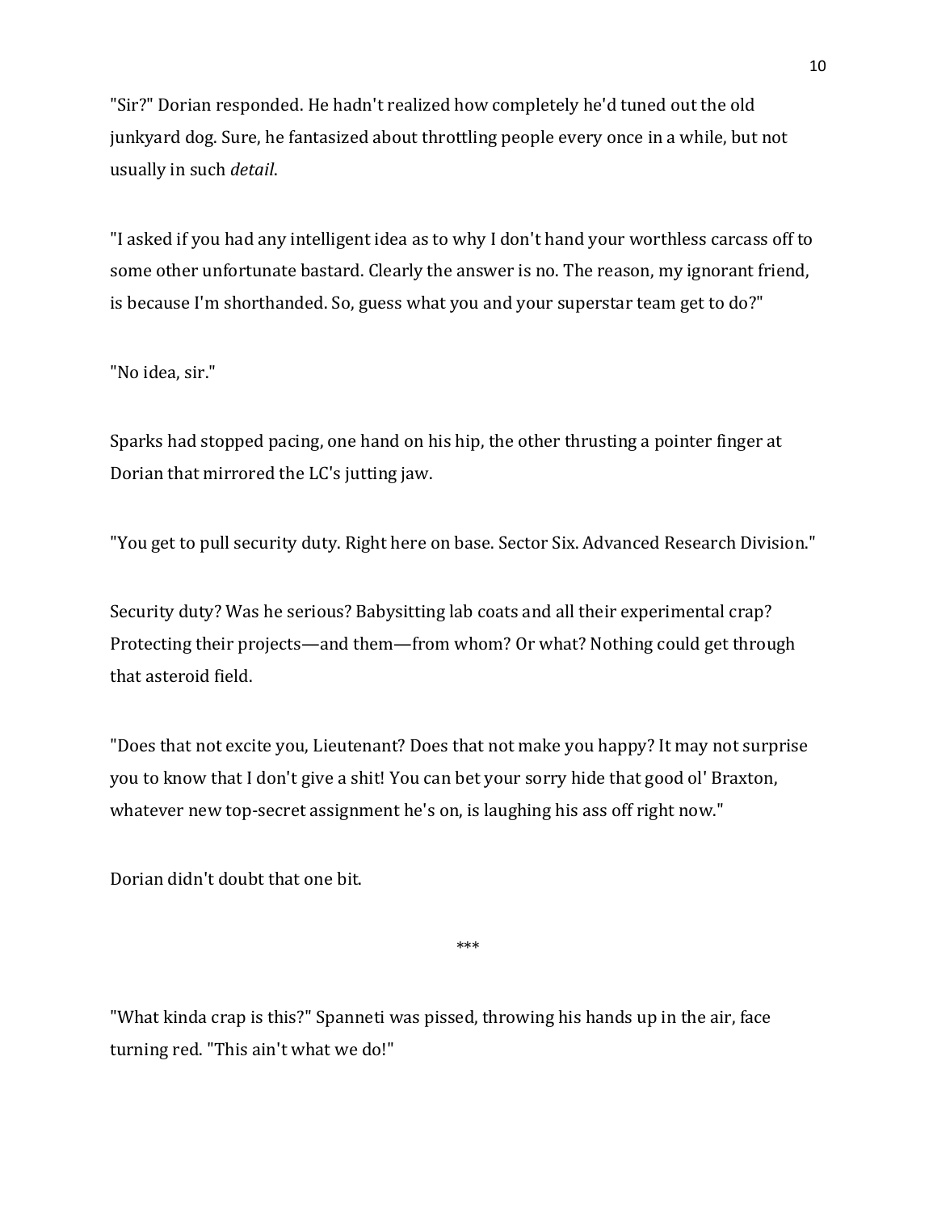"Sir?" Dorian responded. He hadn't realized how completely he'd tuned out the old junkyard dog. Sure, he fantasized about throttling people every once in a while, but not usually in such *detail*.

"I asked if you had any intelligent idea as to why I don't hand your worthless carcass off to some other unfortunate bastard. Clearly the answer is no. The reason, my ignorant friend, is because I'm shorthanded. So, guess what you and your superstar team get to do?"

"No idea, sir."

Sparks had stopped pacing, one hand on his hip, the other thrusting a pointer finger at Dorian that mirrored the LC's jutting jaw.

"You get to pull security duty. Right here on base. Sector Six. Advanced Research Division."

Security duty? Was he serious? Babysitting lab coats and all their experimental crap? Protecting their projects—and them—from whom? Or what? Nothing could get through that asteroid field.

"Does that not excite you, Lieutenant? Does that not make you happy? It may not surprise you to know that I don't give a shit! You can bet your sorry hide that good ol' Braxton, whatever new top-secret assignment he's on, is laughing his ass off right now."

Dorian didn't doubt that one bit.

***

"What kinda crap is this?" Spanneti was pissed, throwing his hands up in the air, face turning red. "This ain't what we do!"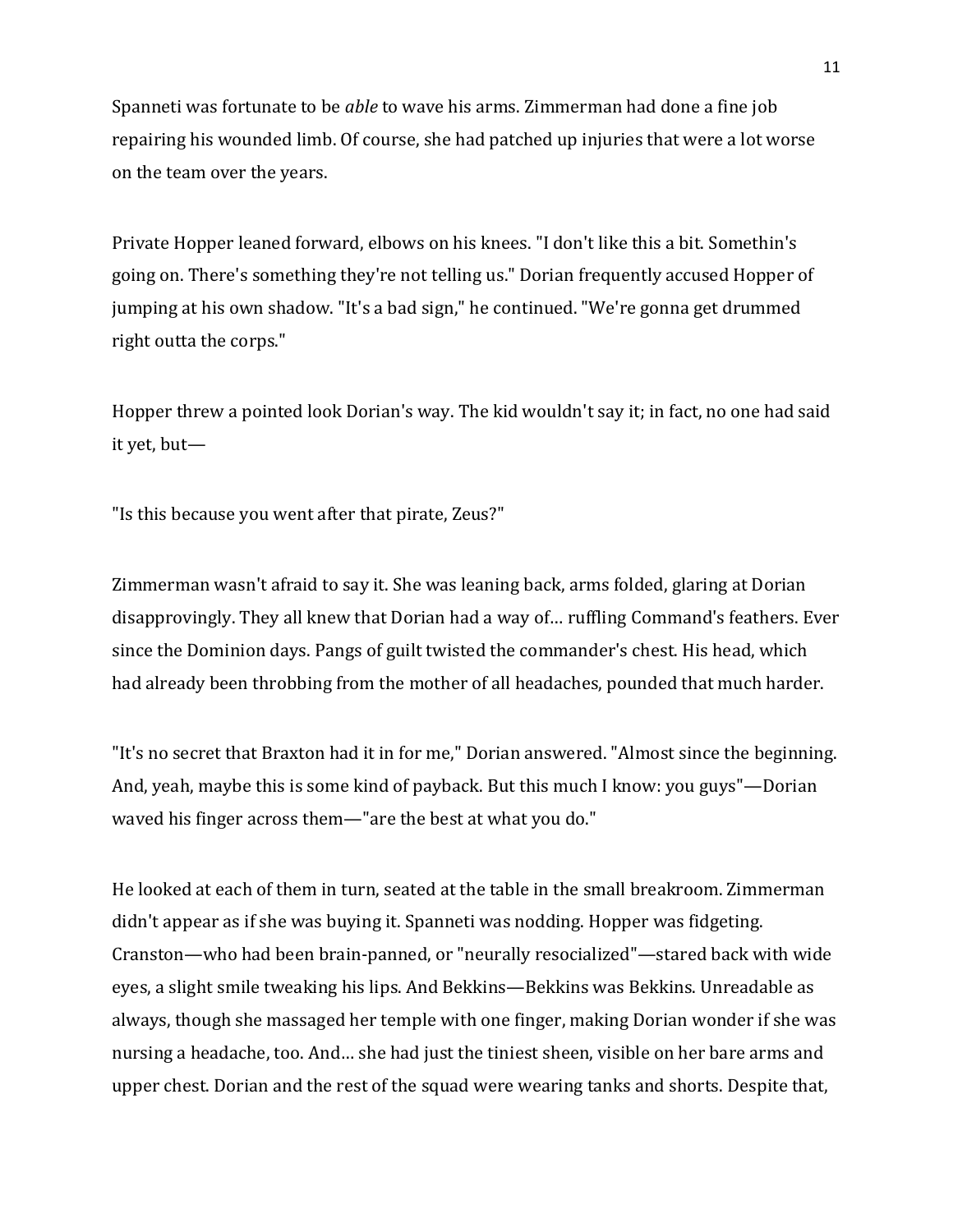Spanneti was fortunate to be *able* to wave his arms. Zimmerman had done a fine job repairing his wounded limb. Of course, she had patched up injuries that were a lot worse on the team over the years.

Private Hopper leaned forward, elbows on his knees. "I don't like this a bit. Somethin's going on. There's something they're not telling us." Dorian frequently accused Hopper of jumping at his own shadow. "It's a bad sign," he continued. "We're gonna get drummed right outta the corps."

Hopper threw a pointed look Dorian's way. The kid wouldn't say it; in fact, no one had said it yet, but—

"Is this because you went after that pirate, Zeus?"

Zimmerman wasn't afraid to say it. She was leaning back, arms folded, glaring at Dorian disapprovingly. They all knew that Dorian had a way of… ruffling Command's feathers. Ever since the Dominion days. Pangs of guilt twisted the commander's chest. His head, which had already been throbbing from the mother of all headaches, pounded that much harder.

"It's no secret that Braxton had it in for me," Dorian answered. "Almost since the beginning. And, yeah, maybe this is some kind of payback. But this much I know: you guys"—Dorian waved his finger across them—"are the best at what you do."

He looked at each of them in turn, seated at the table in the small breakroom. Zimmerman didn't appear as if she was buying it. Spanneti was nodding. Hopper was fidgeting. Cranston—who had been brain-panned, or "neurally resocialized"—stared back with wide eyes, a slight smile tweaking his lips. And Bekkins—Bekkins was Bekkins. Unreadable as always, though she massaged her temple with one finger, making Dorian wonder if she was nursing a headache, too. And… she had just the tiniest sheen, visible on her bare arms and upper chest. Dorian and the rest of the squad were wearing tanks and shorts. Despite that,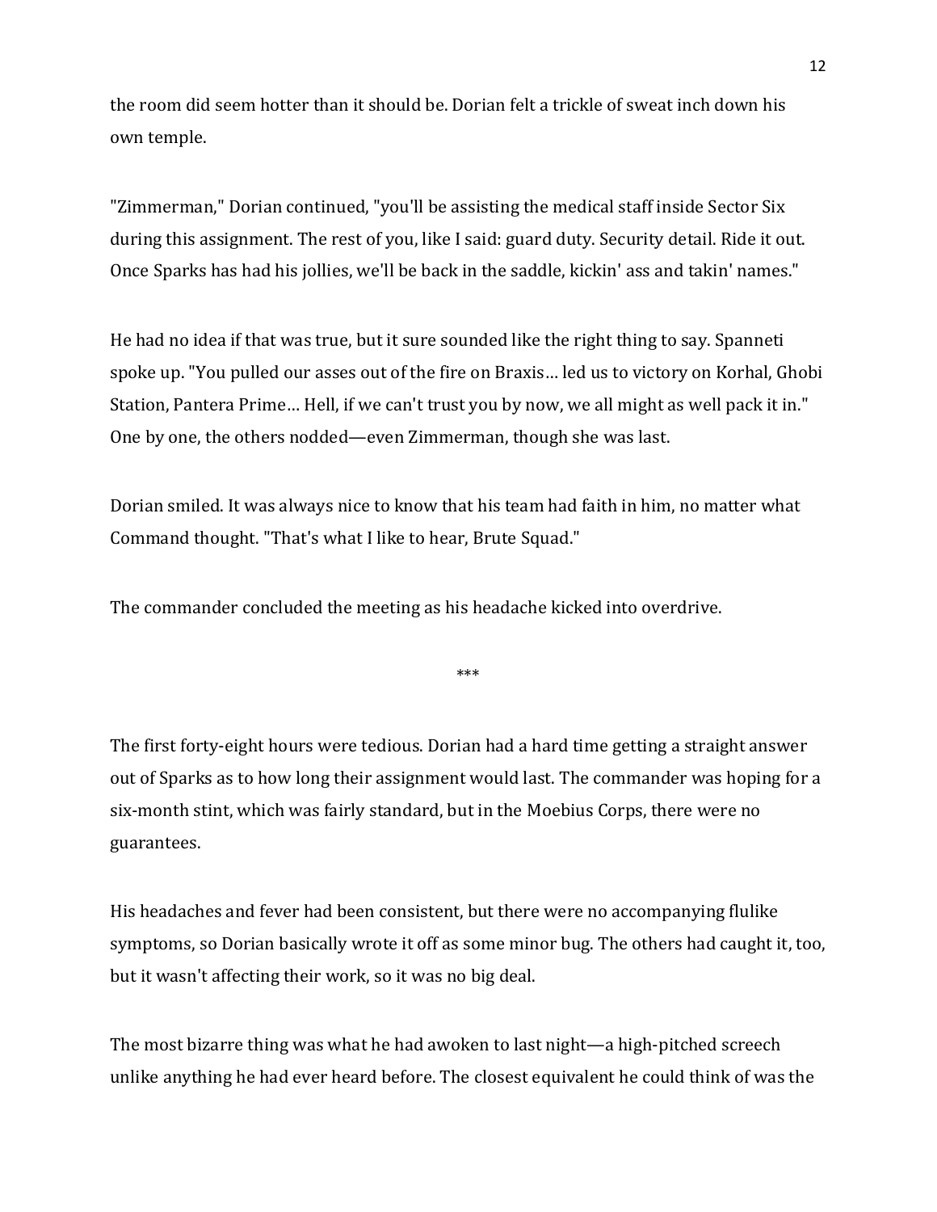the room did seem hotter than it should be. Dorian felt a trickle of sweat inch down his own temple.

"Zimmerman," Dorian continued, "you'll be assisting the medical staff inside Sector Six during this assignment. The rest of you, like I said: guard duty. Security detail. Ride it out. Once Sparks has had his jollies, we'll be back in the saddle, kickin' ass and takin' names."

He had no idea if that was true, but it sure sounded like the right thing to say. Spanneti spoke up. "You pulled our asses out of the fire on Braxis… led us to victory on Korhal, Ghobi Station, Pantera Prime… Hell, if we can't trust you by now, we all might as well pack it in." One by one, the others nodded—even Zimmerman, though she was last.

Dorian smiled. It was always nice to know that his team had faith in him, no matter what Command thought. "That's what I like to hear, Brute Squad."

The commander concluded the meeting as his headache kicked into overdrive.

***

The first forty-eight hours were tedious. Dorian had a hard time getting a straight answer out of Sparks as to how long their assignment would last. The commander was hoping for a six-month stint, which was fairly standard, but in the Moebius Corps, there were no guarantees.

His headaches and fever had been consistent, but there were no accompanying flulike symptoms, so Dorian basically wrote it off as some minor bug. The others had caught it, too, but it wasn't affecting their work, so it was no big deal.

The most bizarre thing was what he had awoken to last night—a high-pitched screech unlike anything he had ever heard before. The closest equivalent he could think of was the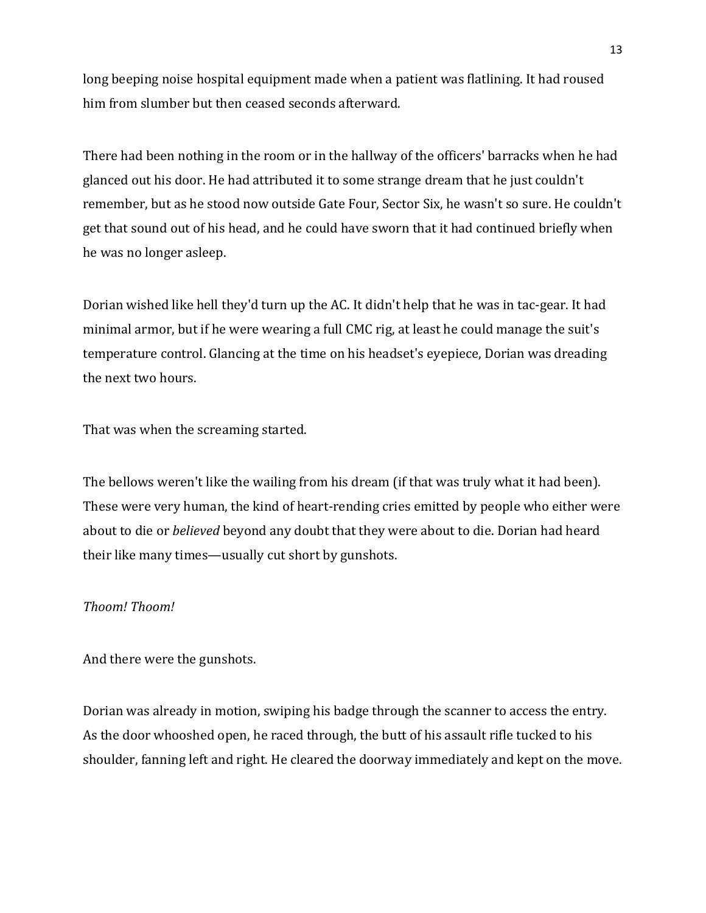long beeping noise hospital equipment made when a patient was flatlining. It had roused him from slumber but then ceased seconds afterward.

There had been nothing in the room or in the hallway of the officers' barracks when he had glanced out his door. He had attributed it to some strange dream that he just couldn't remember, but as he stood now outside Gate Four, Sector Six, he wasn't so sure. He couldn't get that sound out of his head, and he could have sworn that it had continued briefly when he was no longer asleep.

Dorian wished like hell they'd turn up the AC. It didn't help that he was in tac-gear. It had minimal armor, but if he were wearing a full CMC rig, at least he could manage the suit's temperature control. Glancing at the time on his headset's eyepiece, Dorian was dreading the next two hours.

That was when the screaming started.

The bellows weren't like the wailing from his dream (if that was truly what it had been). These were very human, the kind of heart-rending cries emitted by people who either were about to die or *believed* beyond any doubt that they were about to die. Dorian had heard their like many times—usually cut short by gunshots.

*Thoom! Thoom!*

And there were the gunshots.

Dorian was already in motion, swiping his badge through the scanner to access the entry. As the door whooshed open, he raced through, the butt of his assault rifle tucked to his shoulder, fanning left and right. He cleared the doorway immediately and kept on the move.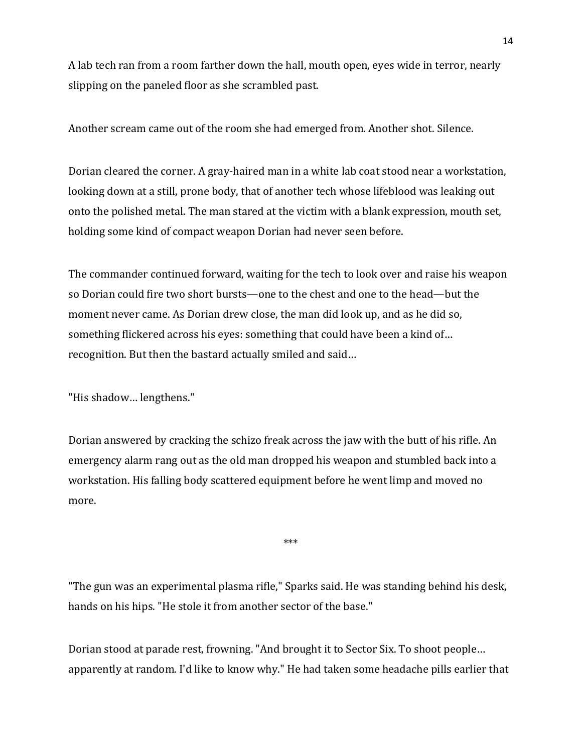A lab tech ran from a room farther down the hall, mouth open, eyes wide in terror, nearly slipping on the paneled floor as she scrambled past.

Another scream came out of the room she had emerged from. Another shot. Silence.

Dorian cleared the corner. A gray-haired man in a white lab coat stood near a workstation, looking down at a still, prone body, that of another tech whose lifeblood was leaking out onto the polished metal. The man stared at the victim with a blank expression, mouth set, holding some kind of compact weapon Dorian had never seen before.

The commander continued forward, waiting for the tech to look over and raise his weapon so Dorian could fire two short bursts—one to the chest and one to the head—but the moment never came. As Dorian drew close, the man did look up, and as he did so, something flickered across his eyes: something that could have been a kind of… recognition. But then the bastard actually smiled and said…

"His shadow… lengthens."

Dorian answered by cracking the schizo freak across the jaw with the butt of his rifle. An emergency alarm rang out as the old man dropped his weapon and stumbled back into a workstation. His falling body scattered equipment before he went limp and moved no more.

\*\*\*

"The gun was an experimental plasma rifle," Sparks said. He was standing behind his desk, hands on his hips. "He stole it from another sector of the base."

Dorian stood at parade rest, frowning. "And brought it to Sector Six. To shoot people… apparently at random. I'd like to know why." He had taken some headache pills earlier that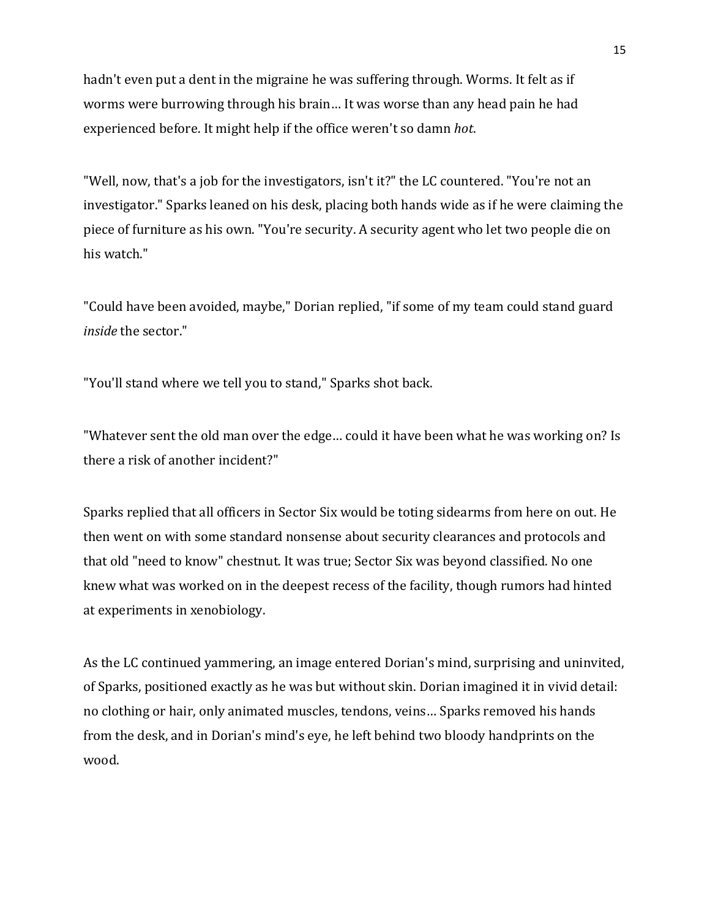hadn't even put a dent in the migraine he was suffering through. Worms. It felt as if worms were burrowing through his brain… It was worse than any head pain he had experienced before. It might help if the office weren't so damn *hot*.

"Well, now, that's a job for the investigators, isn't it?" the LC countered. "You're not an investigator." Sparks leaned on his desk, placing both hands wide as if he were claiming the piece of furniture as his own. "You're security. A security agent who let two people die on his watch."

"Could have been avoided, maybe," Dorian replied, "if some of my team could stand guard *inside* the sector."

"You'll stand where we tell you to stand," Sparks shot back.

"Whatever sent the old man over the edge… could it have been what he was working on? Is there a risk of another incident?"

Sparks replied that all officers in Sector Six would be toting sidearms from here on out. He then went on with some standard nonsense about security clearances and protocols and that old "need to know" chestnut. It was true; Sector Six was beyond classified. No one knew what was worked on in the deepest recess of the facility, though rumors had hinted at experiments in xenobiology.

As the LC continued yammering, an image entered Dorian's mind, surprising and uninvited, of Sparks, positioned exactly as he was but without skin. Dorian imagined it in vivid detail: no clothing or hair, only animated muscles, tendons, veins… Sparks removed his hands from the desk, and in Dorian's mind's eye, he left behind two bloody handprints on the wood.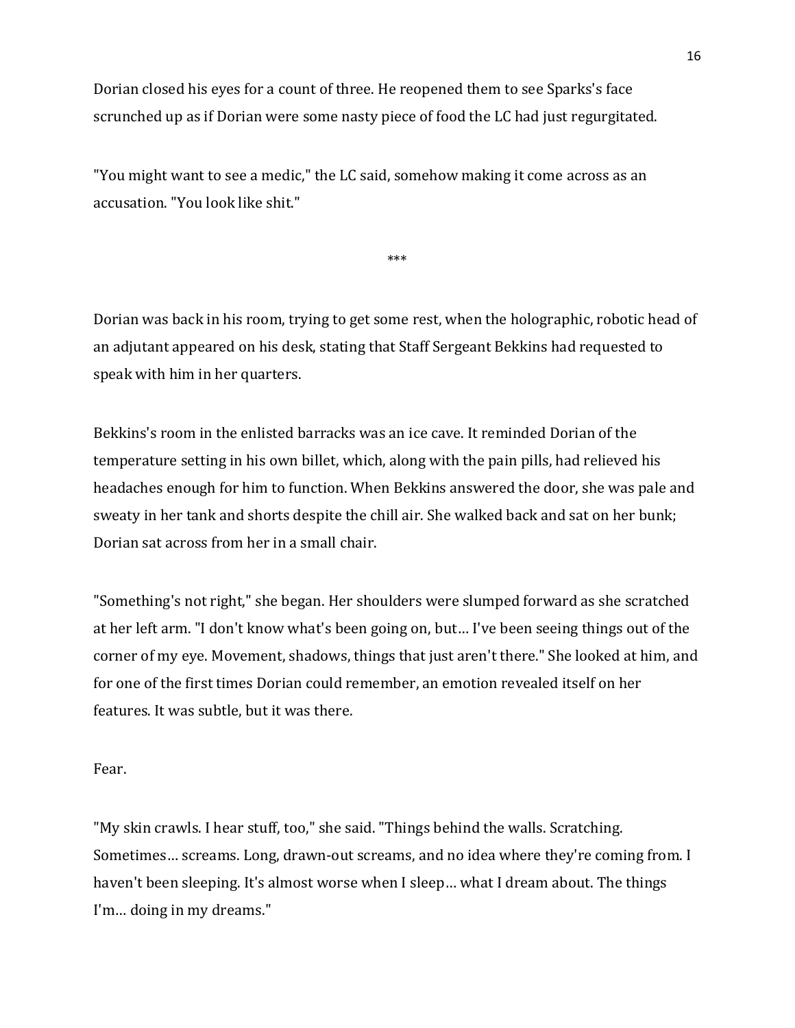Dorian closed his eyes for a count of three. He reopened them to see Sparks's face scrunched up as if Dorian were some nasty piece of food the LC had just regurgitated.

"You might want to see a medic," the LC said, somehow making it come across as an accusation. "You look like shit."

***

Dorian was back in his room, trying to get some rest, when the holographic, robotic head of an adjutant appeared on his desk, stating that Staff Sergeant Bekkins had requested to speak with him in her quarters.

Bekkins's room in the enlisted barracks was an ice cave. It reminded Dorian of the temperature setting in his own billet, which, along with the pain pills, had relieved his headaches enough for him to function. When Bekkins answered the door, she was pale and sweaty in her tank and shorts despite the chill air. She walked back and sat on her bunk; Dorian sat across from her in a small chair.

"Something's not right," she began. Her shoulders were slumped forward as she scratched at her left arm. "I don't know what's been going on, but… I've been seeing things out of the corner of my eye. Movement, shadows, things that just aren't there." She looked at him, and for one of the first times Dorian could remember, an emotion revealed itself on her features. It was subtle, but it was there.

Fear.

"My skin crawls. I hear stuff, too," she said. "Things behind the walls. Scratching. Sometimes… screams. Long, drawn-out screams, and no idea where they're coming from. I haven't been sleeping. It's almost worse when I sleep… what I dream about. The things I'm… doing in my dreams."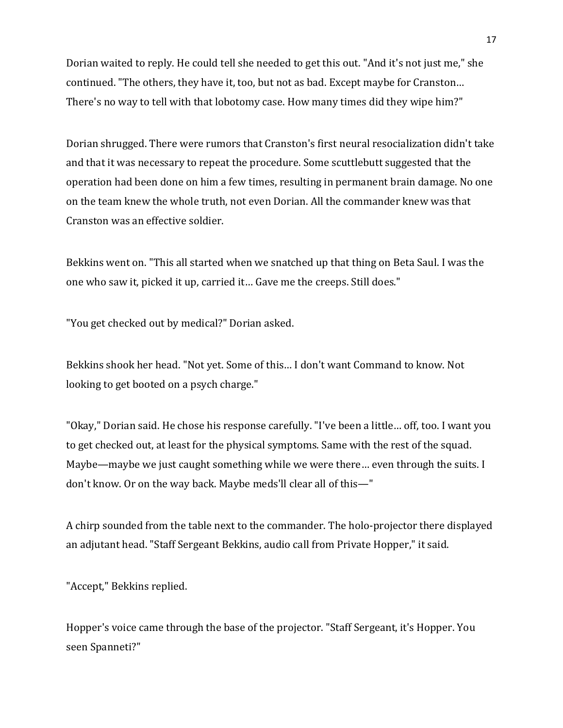Dorian waited to reply. He could tell she needed to get this out. "And it's not just me," she continued. "The others, they have it, too, but not as bad. Except maybe for Cranston… There's no way to tell with that lobotomy case. How many times did they wipe him?"

Dorian shrugged. There were rumors that Cranston's first neural resocialization didn't take and that it was necessary to repeat the procedure. Some scuttlebutt suggested that the operation had been done on him a few times, resulting in permanent brain damage. No one on the team knew the whole truth, not even Dorian. All the commander knew was that Cranston was an effective soldier.

Bekkins went on. "This all started when we snatched up that thing on Beta Saul. I was the one who saw it, picked it up, carried it… Gave me the creeps. Still does."

"You get checked out by medical?" Dorian asked.

Bekkins shook her head. "Not yet. Some of this… I don't want Command to know. Not looking to get booted on a psych charge."

"Okay," Dorian said. He chose his response carefully. "I've been a little… off, too. I want you to get checked out, at least for the physical symptoms. Same with the rest of the squad. Maybe—maybe we just caught something while we were there… even through the suits. I don't know. Or on the way back. Maybe meds'll clear all of this—"

A chirp sounded from the table next to the commander. The holo-projector there displayed an adjutant head. "Staff Sergeant Bekkins, audio call from Private Hopper," it said.

"Accept," Bekkins replied.

Hopper's voice came through the base of the projector. "Staff Sergeant, it's Hopper. You seen Spanneti?"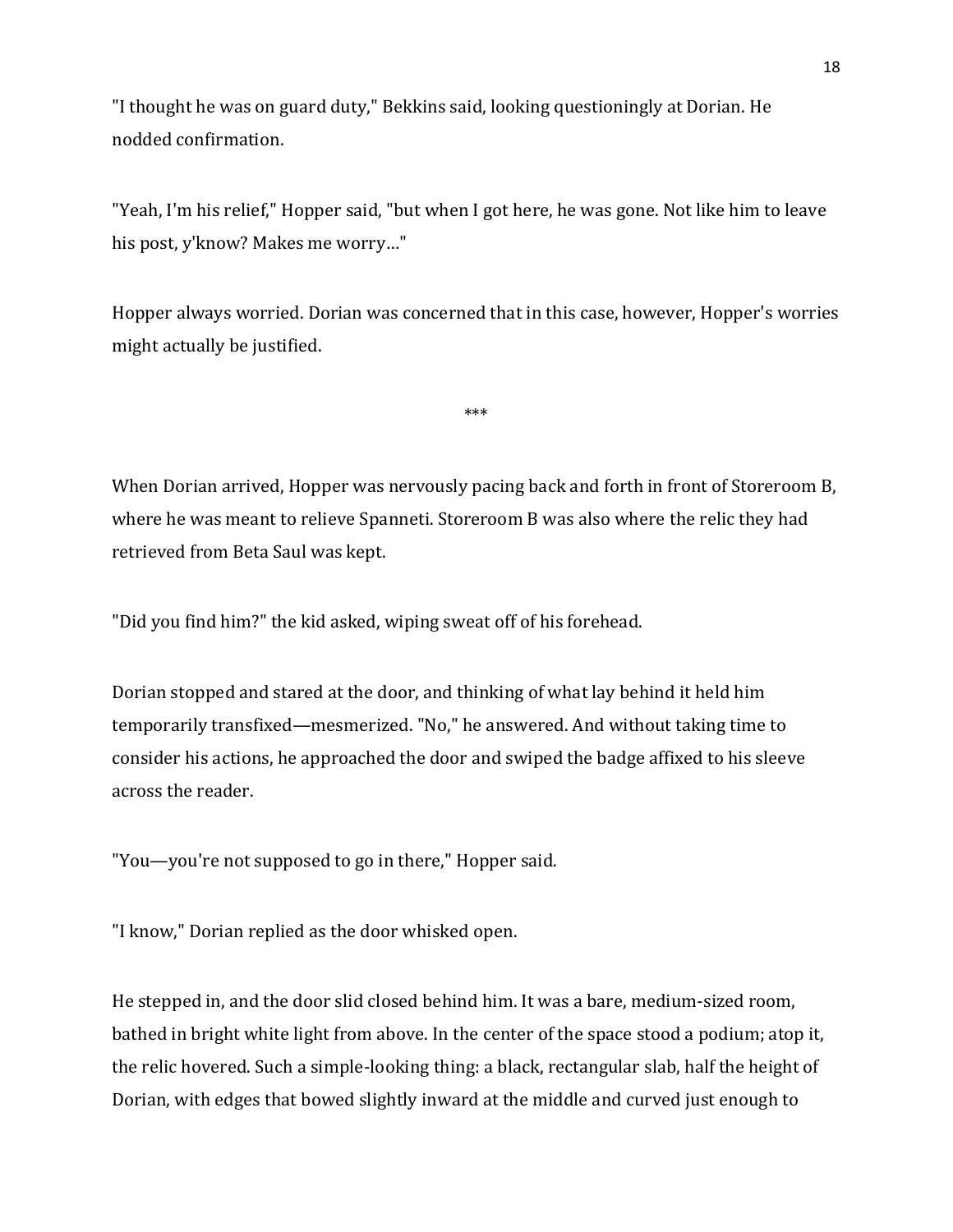"I thought he was on guard duty," Bekkins said, looking questioningly at Dorian. He nodded confirmation.

"Yeah, I'm his relief," Hopper said, "but when I got here, he was gone. Not like him to leave his post, y'know? Makes me worry…"

Hopper always worried. Dorian was concerned that in this case, however, Hopper's worries might actually be justified.

***

When Dorian arrived, Hopper was nervously pacing back and forth in front of Storeroom B, where he was meant to relieve Spanneti. Storeroom B was also where the relic they had retrieved from Beta Saul was kept.

"Did you find him?" the kid asked, wiping sweat off of his forehead.

Dorian stopped and stared at the door, and thinking of what lay behind it held him temporarily transfixed—mesmerized. "No," he answered. And without taking time to consider his actions, he approached the door and swiped the badge affixed to his sleeve across the reader.

"You—you're not supposed to go in there," Hopper said.

"I know," Dorian replied as the door whisked open.

He stepped in, and the door slid closed behind him. It was a bare, medium-sized room, bathed in bright white light from above. In the center of the space stood a podium; atop it, the relic hovered. Such a simple-looking thing: a black, rectangular slab, half the height of Dorian, with edges that bowed slightly inward at the middle and curved just enough to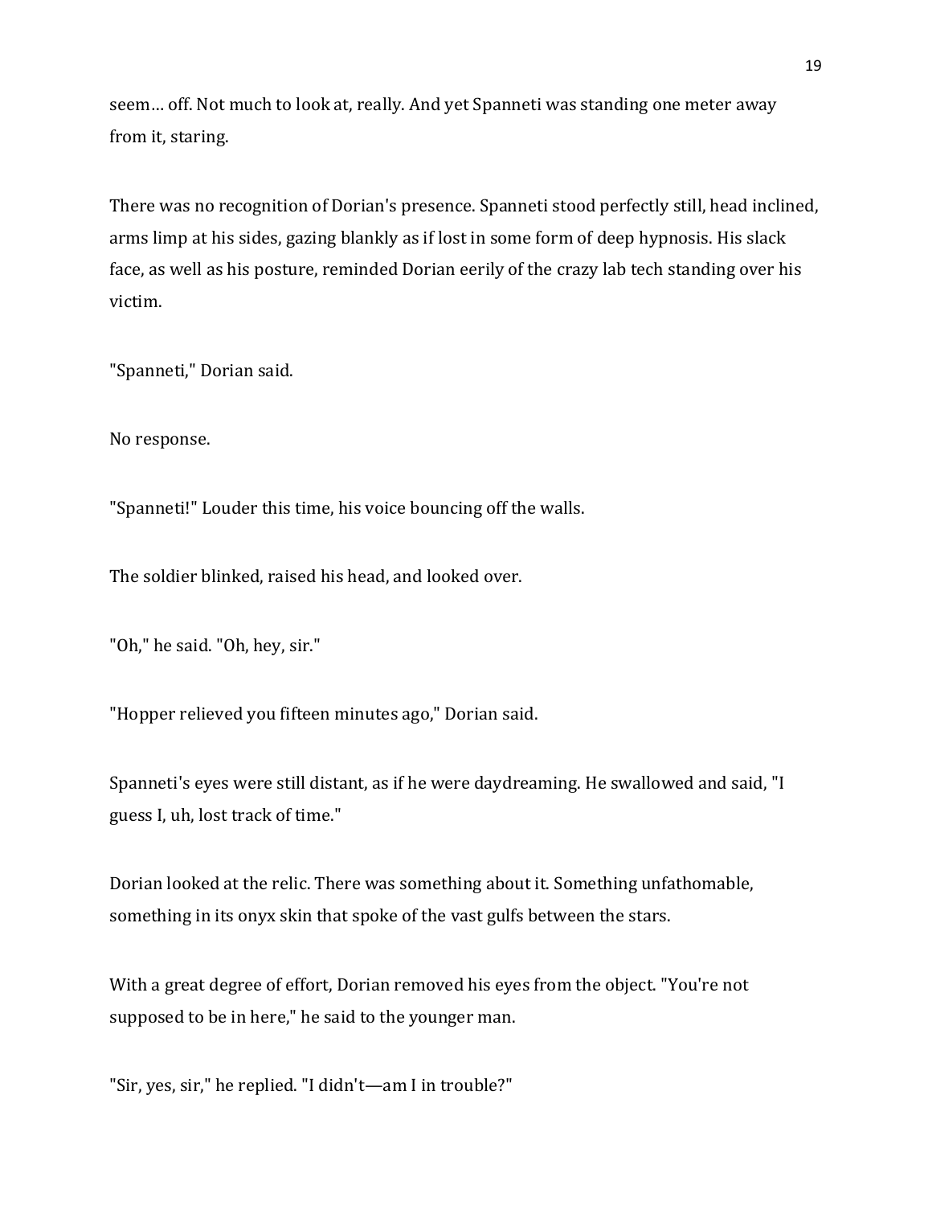seem… off. Not much to look at, really. And yet Spanneti was standing one meter away from it, staring.

There was no recognition of Dorian's presence. Spanneti stood perfectly still, head inclined, arms limp at his sides, gazing blankly as if lost in some form of deep hypnosis. His slack face, as well as his posture, reminded Dorian eerily of the crazy lab tech standing over his victim.

"Spanneti," Dorian said.

No response.

"Spanneti!" Louder this time, his voice bouncing off the walls.

The soldier blinked, raised his head, and looked over.

"Oh," he said. "Oh, hey, sir."

"Hopper relieved you fifteen minutes ago," Dorian said.

Spanneti's eyes were still distant, as if he were daydreaming. He swallowed and said, "I guess I, uh, lost track of time."

Dorian looked at the relic. There was something about it. Something unfathomable, something in its onyx skin that spoke of the vast gulfs between the stars.

With a great degree of effort, Dorian removed his eyes from the object. "You're not supposed to be in here," he said to the younger man.

"Sir, yes, sir," he replied. "I didn't—am I in trouble?"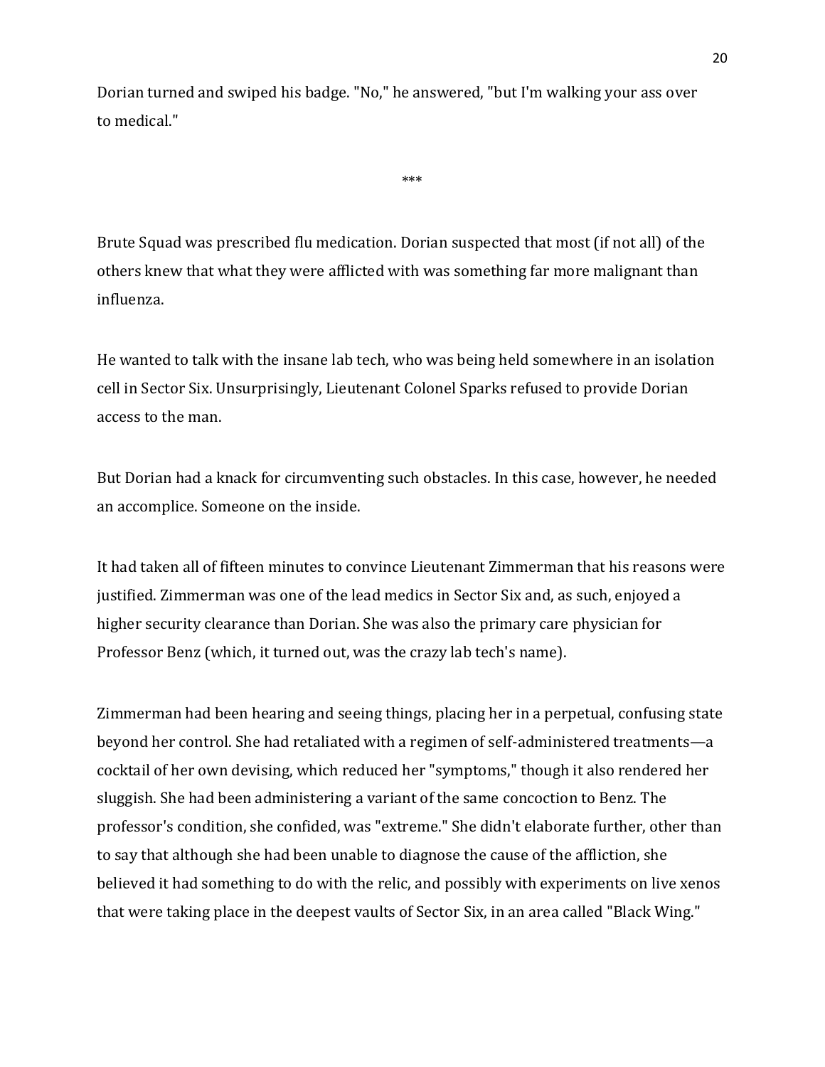Dorian turned and swiped his badge. "No," he answered, "but I'm walking your ass over to medical."

***

Brute Squad was prescribed flu medication. Dorian suspected that most (if not all) of the others knew that what they were afflicted with was something far more malignant than influenza.

He wanted to talk with the insane lab tech, who was being held somewhere in an isolation cell in Sector Six. Unsurprisingly, Lieutenant Colonel Sparks refused to provide Dorian access to the man.

But Dorian had a knack for circumventing such obstacles. In this case, however, he needed an accomplice. Someone on the inside.

It had taken all of fifteen minutes to convince Lieutenant Zimmerman that his reasons were justified. Zimmerman was one of the lead medics in Sector Six and, as such, enjoyed a higher security clearance than Dorian. She was also the primary care physician for Professor Benz (which, it turned out, was the crazy lab tech's name).

Zimmerman had been hearing and seeing things, placing her in a perpetual, confusing state beyond her control. She had retaliated with a regimen of self-administered treatments—a cocktail of her own devising, which reduced her "symptoms," though it also rendered her sluggish. She had been administering a variant of the same concoction to Benz. The professor's condition, she confided, was "extreme." She didn't elaborate further, other than to say that although she had been unable to diagnose the cause of the affliction, she believed it had something to do with the relic, and possibly with experiments on live xenos that were taking place in the deepest vaults of Sector Six, in an area called "Black Wing."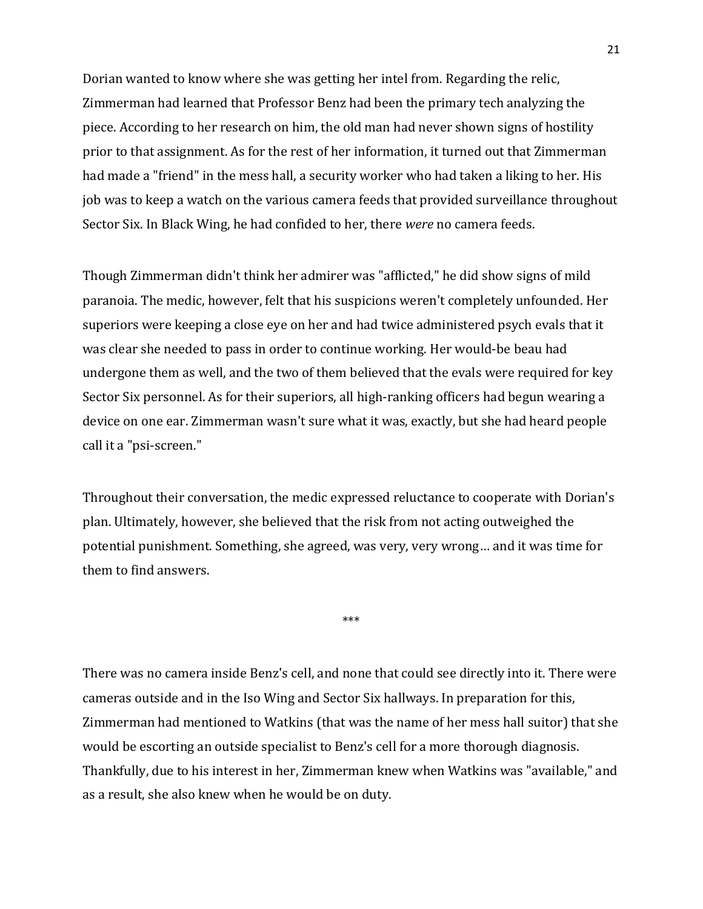Dorian wanted to know where she was getting her intel from. Regarding the relic, Zimmerman had learned that Professor Benz had been the primary tech analyzing the piece. According to her research on him, the old man had never shown signs of hostility prior to that assignment. As for the rest of her information, it turned out that Zimmerman had made a "friend" in the mess hall, a security worker who had taken a liking to her. His job was to keep a watch on the various camera feeds that provided surveillance throughout Sector Six. In Black Wing, he had confided to her, there *were* no camera feeds.

Though Zimmerman didn't think her admirer was "afflicted," he did show signs of mild paranoia. The medic, however, felt that his suspicions weren't completely unfounded. Her superiors were keeping a close eye on her and had twice administered psych evals that it was clear she needed to pass in order to continue working. Her would-be beau had undergone them as well, and the two of them believed that the evals were required for key Sector Six personnel. As for their superiors, all high-ranking officers had begun wearing a device on one ear. Zimmerman wasn't sure what it was, exactly, but she had heard people call it a "psi-screen."

Throughout their conversation, the medic expressed reluctance to cooperate with Dorian's plan. Ultimately, however, she believed that the risk from not acting outweighed the potential punishment. Something, she agreed, was very, very wrong… and it was time for them to find answers.

***

There was no camera inside Benz's cell, and none that could see directly into it. There were cameras outside and in the Iso Wing and Sector Six hallways. In preparation for this, Zimmerman had mentioned to Watkins (that was the name of her mess hall suitor) that she would be escorting an outside specialist to Benz's cell for a more thorough diagnosis. Thankfully, due to his interest in her, Zimmerman knew when Watkins was "available," and as a result, she also knew when he would be on duty.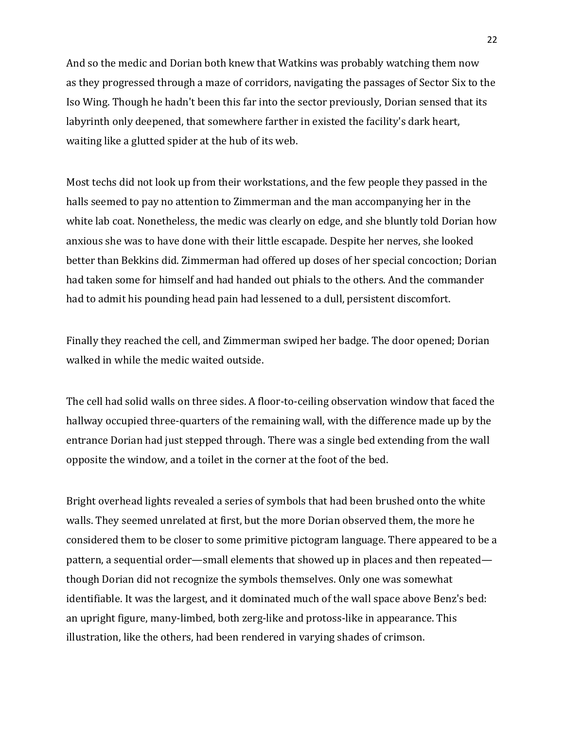And so the medic and Dorian both knew that Watkins was probably watching them now as they progressed through a maze of corridors, navigating the passages of Sector Six to the Iso Wing. Though he hadn't been this far into the sector previously, Dorian sensed that its labyrinth only deepened, that somewhere farther in existed the facility's dark heart, waiting like a glutted spider at the hub of its web.

Most techs did not look up from their workstations, and the few people they passed in the halls seemed to pay no attention to Zimmerman and the man accompanying her in the white lab coat. Nonetheless, the medic was clearly on edge, and she bluntly told Dorian how anxious she was to have done with their little escapade. Despite her nerves, she looked better than Bekkins did. Zimmerman had offered up doses of her special concoction; Dorian had taken some for himself and had handed out phials to the others. And the commander had to admit his pounding head pain had lessened to a dull, persistent discomfort.

Finally they reached the cell, and Zimmerman swiped her badge. The door opened; Dorian walked in while the medic waited outside.

The cell had solid walls on three sides. A floor-to-ceiling observation window that faced the hallway occupied three-quarters of the remaining wall, with the difference made up by the entrance Dorian had just stepped through. There was a single bed extending from the wall opposite the window, and a toilet in the corner at the foot of the bed.

Bright overhead lights revealed a series of symbols that had been brushed onto the white walls. They seemed unrelated at first, but the more Dorian observed them, the more he considered them to be closer to some primitive pictogram language. There appeared to be a pattern, a sequential order—small elements that showed up in places and then repeated—though Dorian did not recognize the symbols themselves. Only one was somewhat identifiable. It was the largest, and it dominated much of the wall space above Benz's bed: an upright figure, many-limbed, both zerg-like and protoss-like in appearance. This illustration, like the others, had been rendered in varying shades of crimson.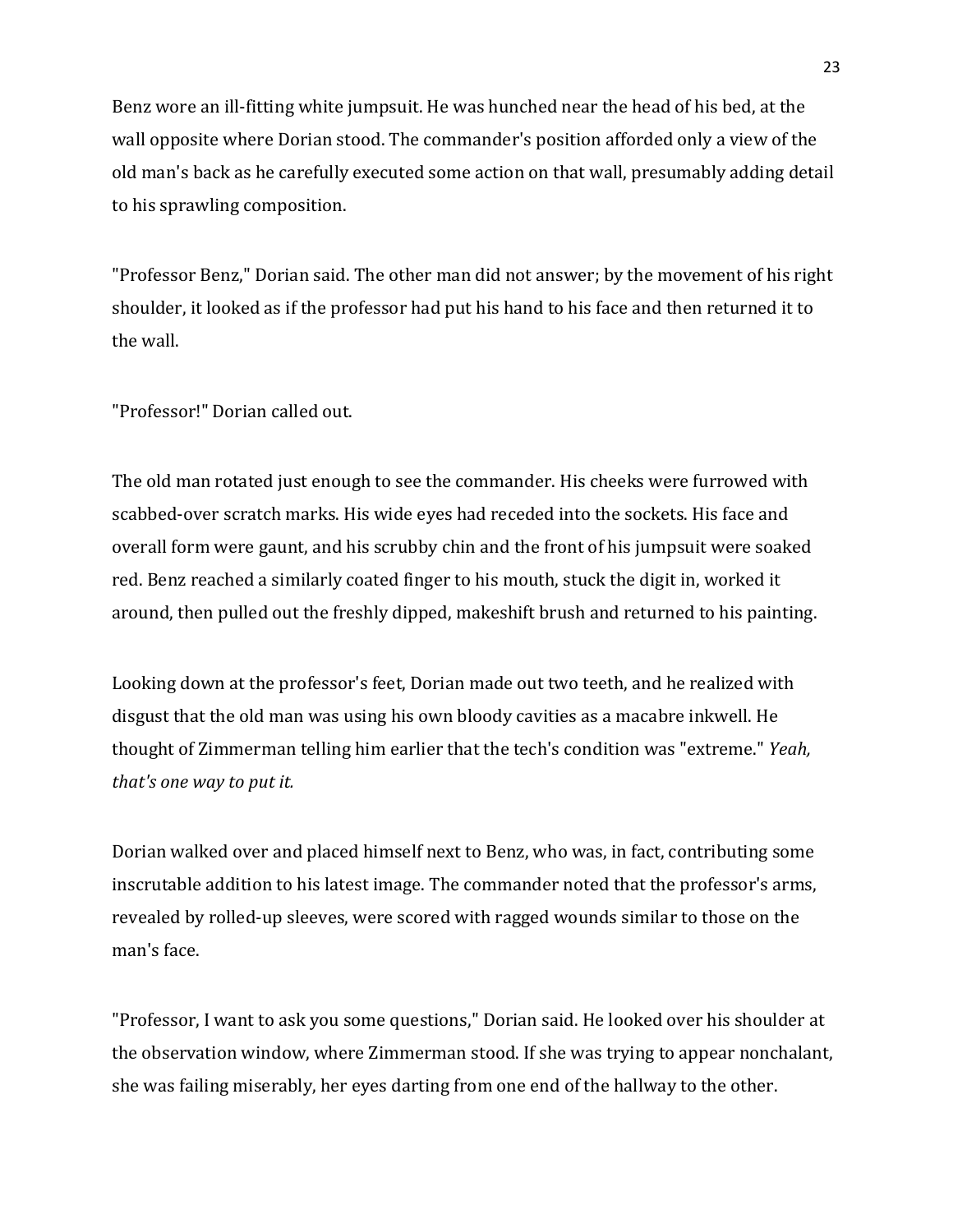Benz wore an ill-fitting white jumpsuit. He was hunched near the head of his bed, at the wall opposite where Dorian stood. The commander's position afforded only a view of the old man's back as he carefully executed some action on that wall, presumably adding detail to his sprawling composition.

"Professor Benz," Dorian said. The other man did not answer; by the movement of his right shoulder, it looked as if the professor had put his hand to his face and then returned it to the wall.

"Professor!" Dorian called out.

The old man rotated just enough to see the commander. His cheeks were furrowed with scabbed-over scratch marks. His wide eyes had receded into the sockets. His face and overall form were gaunt, and his scrubby chin and the front of his jumpsuit were soaked red. Benz reached a similarly coated finger to his mouth, stuck the digit in, worked it around, then pulled out the freshly dipped, makeshift brush and returned to his painting.

Looking down at the professor's feet, Dorian made out two teeth, and he realized with disgust that the old man was using his own bloody cavities as a macabre inkwell. He thought of Zimmerman telling him earlier that the tech's condition was "extreme." *Yeah, that's one way to put it.*

Dorian walked over and placed himself next to Benz, who was, in fact, contributing some inscrutable addition to his latest image. The commander noted that the professor's arms, revealed by rolled-up sleeves, were scored with ragged wounds similar to those on the man's face.

"Professor, I want to ask you some questions," Dorian said. He looked over his shoulder at the observation window, where Zimmerman stood. If she was trying to appear nonchalant, she was failing miserably, her eyes darting from one end of the hallway to the other.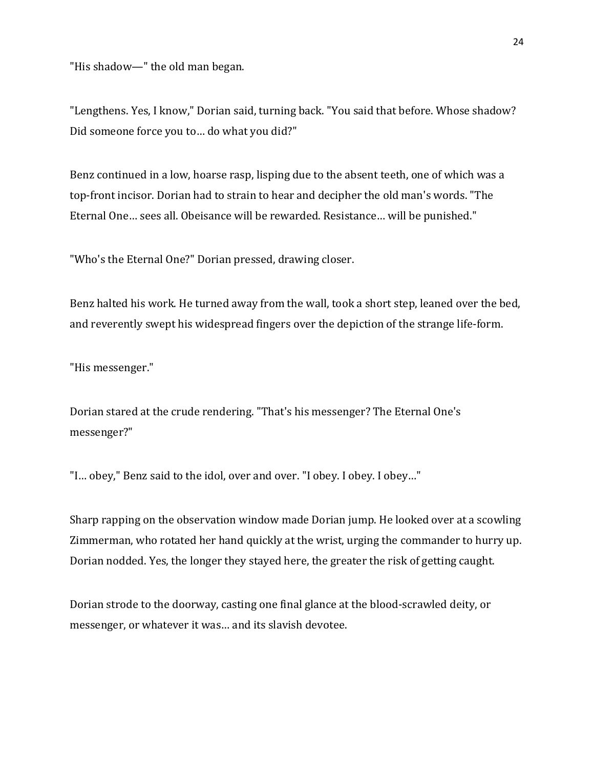"His shadow—" the old man began.

"Lengthens. Yes, I know," Dorian said, turning back. "You said that before. Whose shadow? Did someone force you to… do what you did?"

Benz continued in a low, hoarse rasp, lisping due to the absent teeth, one of which was a top-front incisor. Dorian had to strain to hear and decipher the old man's words. "The Eternal One… sees all. Obeisance will be rewarded. Resistance… will be punished."

"Who's the Eternal One?" Dorian pressed, drawing closer.

Benz halted his work. He turned away from the wall, took a short step, leaned over the bed, and reverently swept his widespread fingers over the depiction of the strange life-form.

"His messenger."

Dorian stared at the crude rendering. "That's his messenger? The Eternal One's messenger?"

"I… obey," Benz said to the idol, over and over. "I obey. I obey. I obey…"

Sharp rapping on the observation window made Dorian jump. He looked over at a scowling Zimmerman, who rotated her hand quickly at the wrist, urging the commander to hurry up. Dorian nodded. Yes, the longer they stayed here, the greater the risk of getting caught.

Dorian strode to the doorway, casting one final glance at the blood-scrawled deity, or messenger, or whatever it was… and its slavish devotee.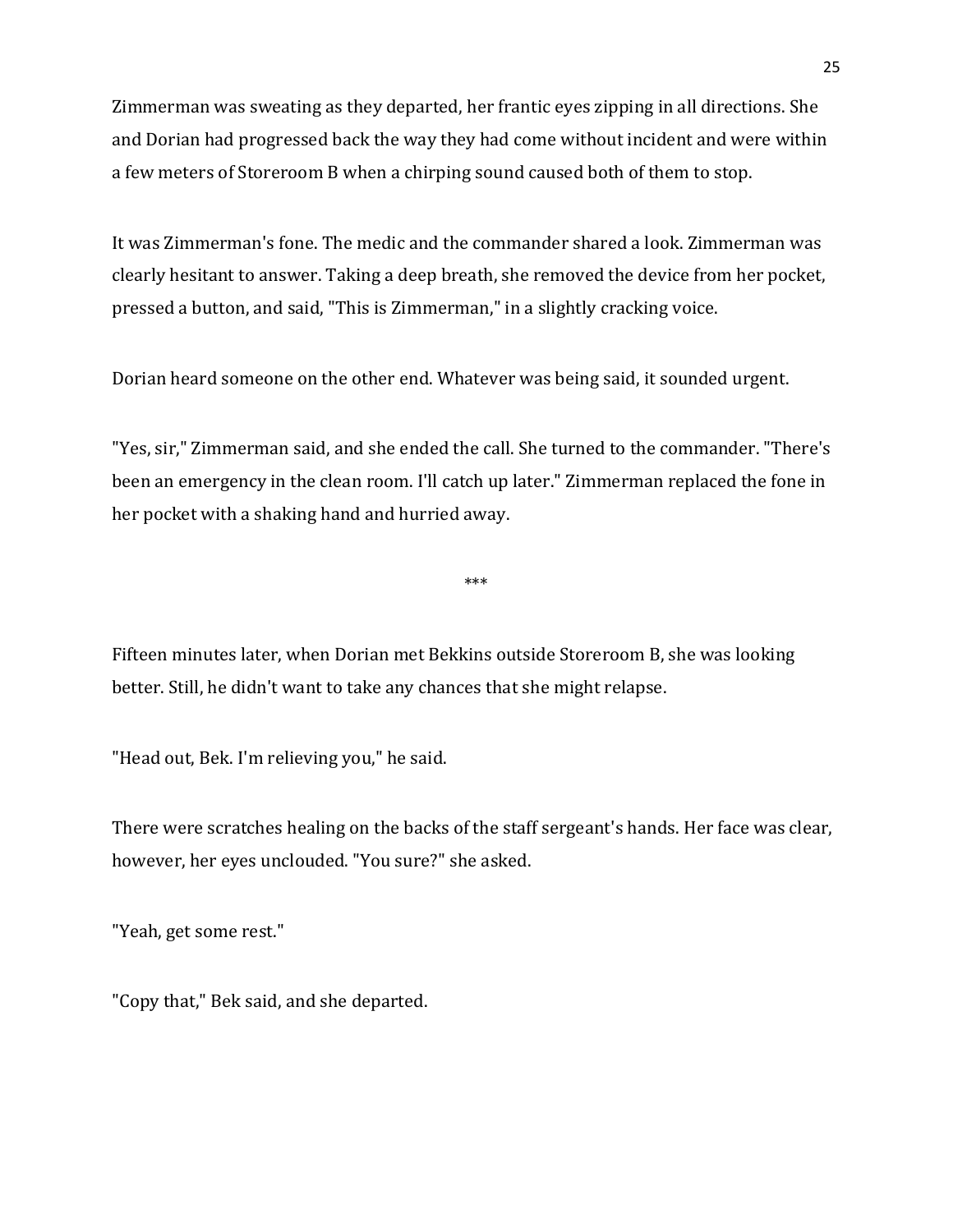Zimmerman was sweating as they departed, her frantic eyes zipping in all directions. She and Dorian had progressed back the way they had come without incident and were within a few meters of Storeroom B when a chirping sound caused both of them to stop.

It was Zimmerman's fone. The medic and the commander shared a look. Zimmerman was clearly hesitant to answer. Taking a deep breath, she removed the device from her pocket, pressed a button, and said, "This is Zimmerman," in a slightly cracking voice.

Dorian heard someone on the other end. Whatever was being said, it sounded urgent.

"Yes, sir," Zimmerman said, and she ended the call. She turned to the commander. "There's been an emergency in the clean room. I'll catch up later." Zimmerman replaced the fone in her pocket with a shaking hand and hurried away.

***

Fifteen minutes later, when Dorian met Bekkins outside Storeroom B, she was looking better. Still, he didn't want to take any chances that she might relapse.

"Head out, Bek. I'm relieving you," he said.

There were scratches healing on the backs of the staff sergeant's hands. Her face was clear, however, her eyes unclouded. "You sure?" she asked.

"Yeah, get some rest."

"Copy that," Bek said, and she departed.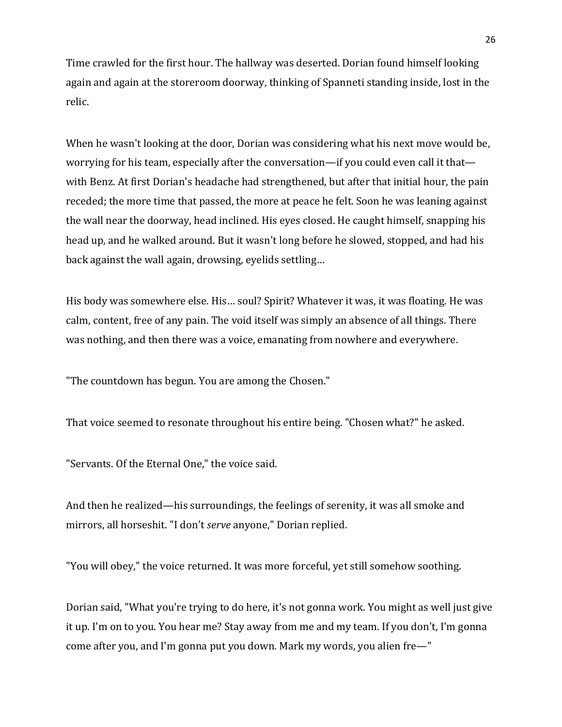Time crawled for the first hour. The hallway was deserted. Dorian found himself looking again and again at the storeroom doorway, thinking of Spanneti standing inside, lost in the relic.

When he wasn't looking at the door, Dorian was considering what his next move would be, worrying for his team, especially after the conversation—if you could even call it that—with Benz. At first Dorian's headache had strengthened, but after that initial hour, the pain receded; the more time that passed, the more at peace he felt. Soon he was leaning against the wall near the doorway, head inclined. His eyes closed. He caught himself, snapping his head up, and he walked around. But it wasn't long before he slowed, stopped, and had his back against the wall again, drowsing, eyelids settling…

His body was somewhere else. His… soul? Spirit? Whatever it was, it was floating. He was calm, content, free of any pain. The void itself was simply an absence of all things. There was nothing, and then there was a voice, emanating from nowhere and everywhere.

"The countdown has begun. You are among the Chosen."

That voice seemed to resonate throughout his entire being. "Chosen what?" he asked.

"Servants. Of the Eternal One," the voice said.

And then he realized—his surroundings, the feelings of serenity, it was all smoke and mirrors, all horseshit. "I don't *serve* anyone," Dorian replied.

"You will obey," the voice returned. It was more forceful, yet still somehow soothing.

Dorian said, "What you're trying to do here, it's not gonna work. You might as well just give it up. I'm on to you. You hear me? Stay away from me and my team. If you don't, I'm gonna come after you, and I'm gonna put you down. Mark my words, you alien fre—"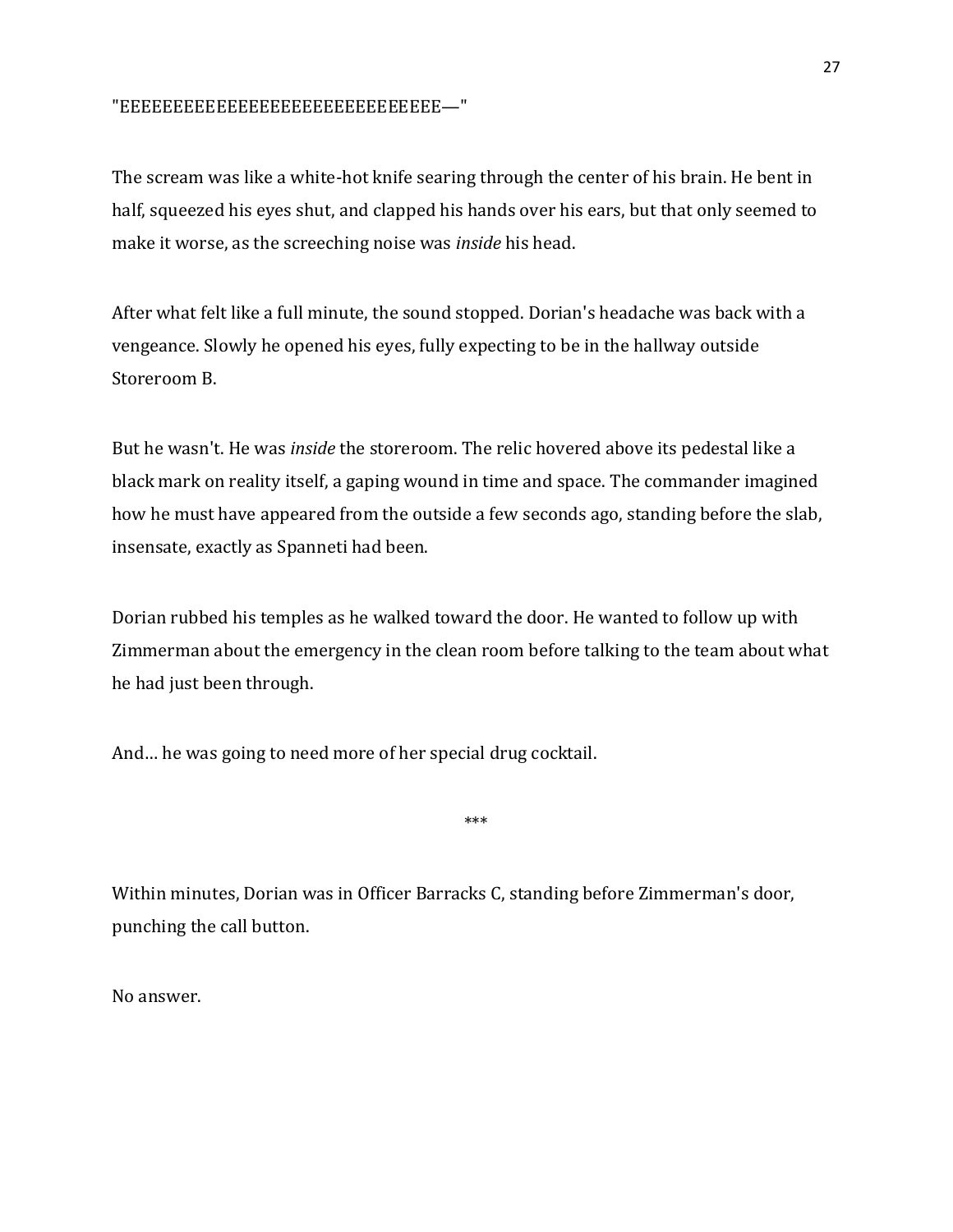"EEEEEEEEEEEEEEEEEEEEEEEEEEEEEE—"

The scream was like a white-hot knife searing through the center of his brain. He bent in half, squeezed his eyes shut, and clapped his hands over his ears, but that only seemed to make it worse, as the screeching noise was *inside* his head.

After what felt like a full minute, the sound stopped. Dorian's headache was back with a vengeance. Slowly he opened his eyes, fully expecting to be in the hallway outside Storeroom B.

But he wasn't. He was *inside* the storeroom. The relic hovered above its pedestal like a black mark on reality itself, a gaping wound in time and space. The commander imagined how he must have appeared from the outside a few seconds ago, standing before the slab, insensate, exactly as Spanneti had been.

Dorian rubbed his temples as he walked toward the door. He wanted to follow up with Zimmerman about the emergency in the clean room before talking to the team about what he had just been through.

And… he was going to need more of her special drug cocktail.

***

Within minutes, Dorian was in Officer Barracks C, standing before Zimmerman's door, punching the call button.

No answer.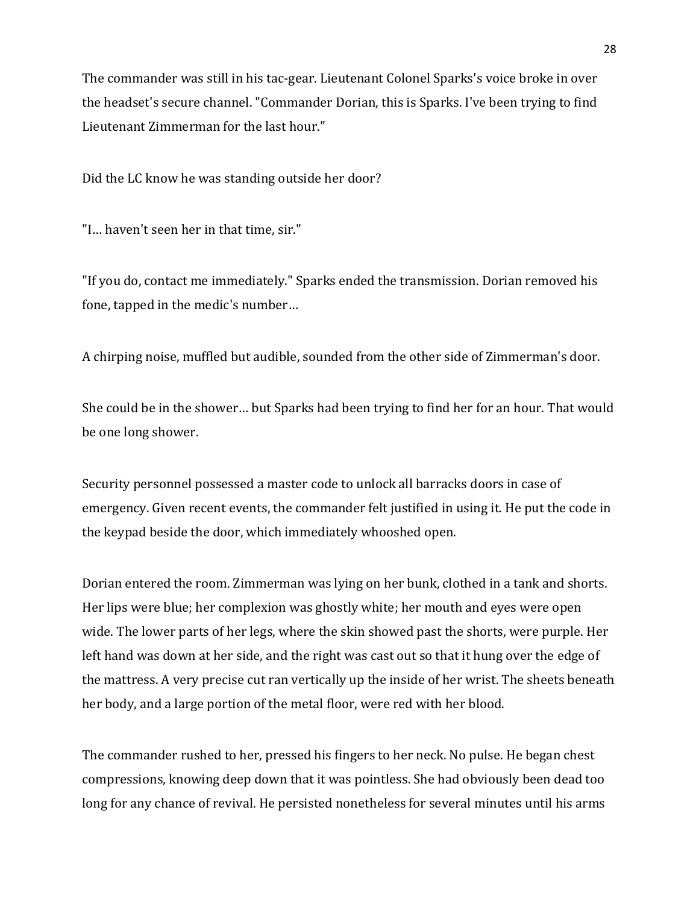The commander was still in his tac-gear. Lieutenant Colonel Sparks's voice broke in over the headset's secure channel. "Commander Dorian, this is Sparks. I've been trying to find Lieutenant Zimmerman for the last hour."

Did the LC know he was standing outside her door?

"I… haven't seen her in that time, sir."

"If you do, contact me immediately." Sparks ended the transmission. Dorian removed his fone, tapped in the medic's number…

A chirping noise, muffled but audible, sounded from the other side of Zimmerman's door.

She could be in the shower… but Sparks had been trying to find her for an hour. That would be one long shower.

Security personnel possessed a master code to unlock all barracks doors in case of emergency. Given recent events, the commander felt justified in using it. He put the code in the keypad beside the door, which immediately whooshed open.

Dorian entered the room. Zimmerman was lying on her bunk, clothed in a tank and shorts. Her lips were blue; her complexion was ghostly white; her mouth and eyes were open wide. The lower parts of her legs, where the skin showed past the shorts, were purple. Her left hand was down at her side, and the right was cast out so that it hung over the edge of the mattress. A very precise cut ran vertically up the inside of her wrist. The sheets beneath her body, and a large portion of the metal floor, were red with her blood.

The commander rushed to her, pressed his fingers to her neck. No pulse. He began chest compressions, knowing deep down that it was pointless. She had obviously been dead too long for any chance of revival. He persisted nonetheless for several minutes until his arms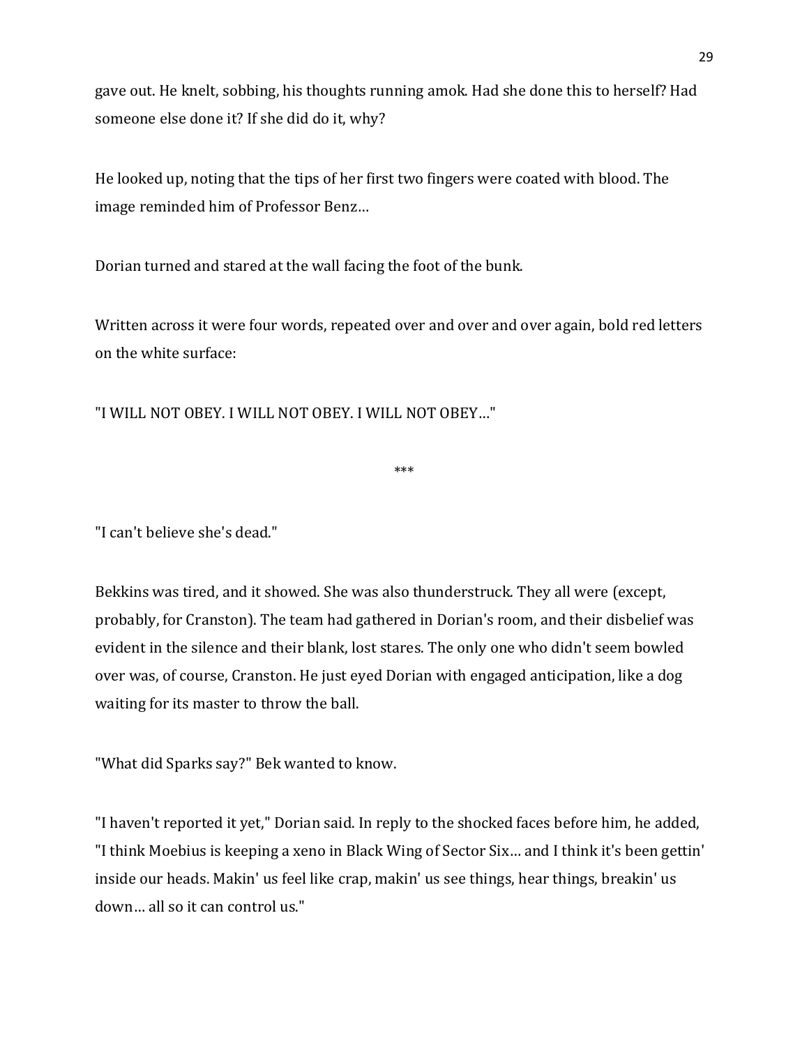gave out. He knelt, sobbing, his thoughts running amok. Had she done this to herself? Had someone else done it? If she did do it, why?

He looked up, noting that the tips of her first two fingers were coated with blood. The image reminded him of Professor Benz…

Dorian turned and stared at the wall facing the foot of the bunk.

Written across it were four words, repeated over and over and over again, bold red letters on the white surface:

"I WILL NOT OBEY. I WILL NOT OBEY. I WILL NOT OBEY…"

***

"I can't believe she's dead."

Bekkins was tired, and it showed. She was also thunderstruck. They all were (except, probably, for Cranston). The team had gathered in Dorian's room, and their disbelief was evident in the silence and their blank, lost stares. The only one who didn't seem bowled over was, of course, Cranston. He just eyed Dorian with engaged anticipation, like a dog waiting for its master to throw the ball.

"What did Sparks say?" Bek wanted to know.

"I haven't reported it yet," Dorian said. In reply to the shocked faces before him, he added, "I think Moebius is keeping a xeno in Black Wing of Sector Six… and I think it's been gettin' inside our heads. Makin' us feel like crap, makin' us see things, hear things, breakin' us down… all so it can control us."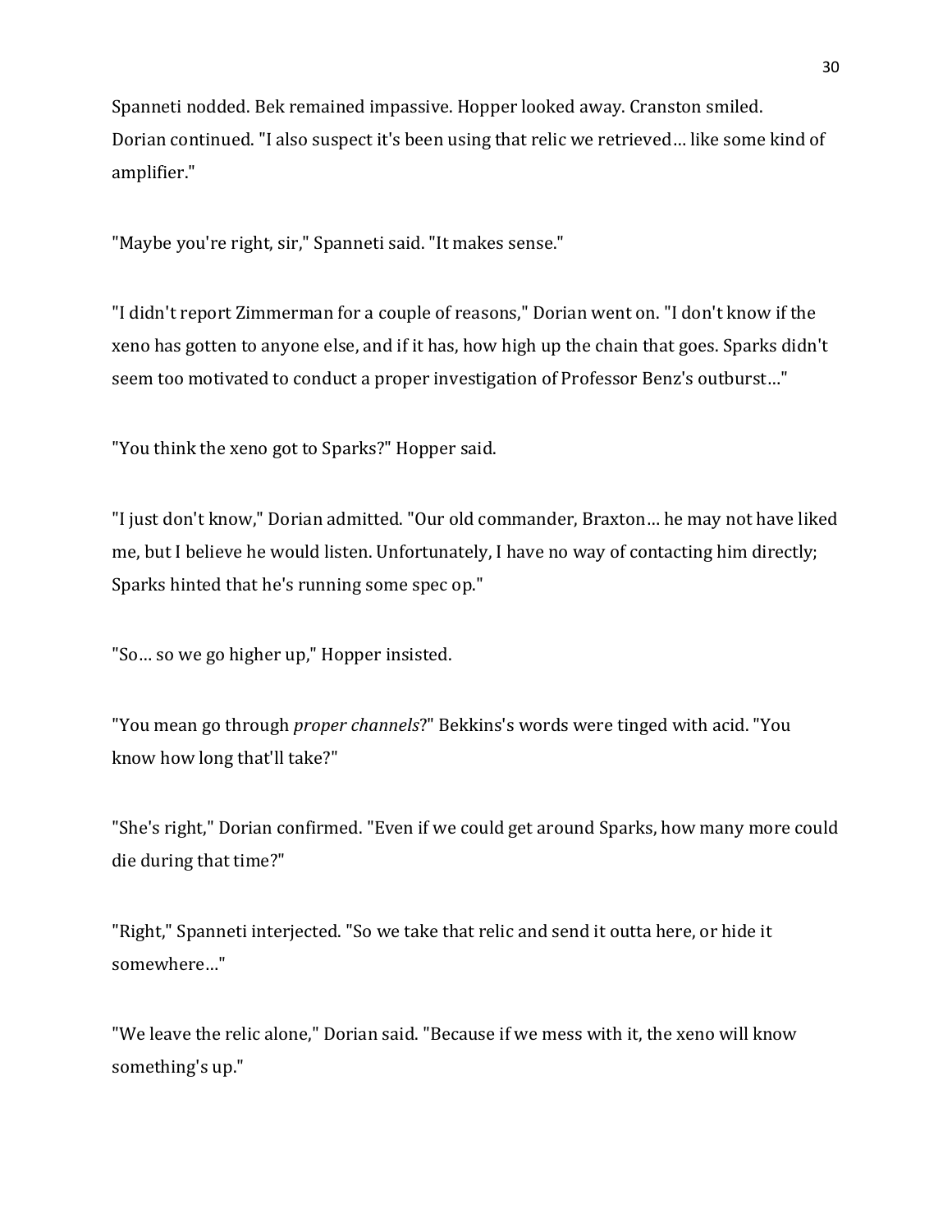Spanneti nodded. Bek remained impassive. Hopper looked away. Cranston smiled. Dorian continued. "I also suspect it's been using that relic we retrieved… like some kind of amplifier."

"Maybe you're right, sir," Spanneti said. "It makes sense."

"I didn't report Zimmerman for a couple of reasons," Dorian went on. "I don't know if the xeno has gotten to anyone else, and if it has, how high up the chain that goes. Sparks didn't seem too motivated to conduct a proper investigation of Professor Benz's outburst…"

"You think the xeno got to Sparks?" Hopper said.

"I just don't know," Dorian admitted. "Our old commander, Braxton… he may not have liked me, but I believe he would listen. Unfortunately, I have no way of contacting him directly; Sparks hinted that he's running some spec op."

"So… so we go higher up," Hopper insisted.

"You mean go through *proper channels*?" Bekkins's words were tinged with acid. "You know how long that'll take?"

"She's right," Dorian confirmed. "Even if we could get around Sparks, how many more could die during that time?"

"Right," Spanneti interjected. "So we take that relic and send it outta here, or hide it somewhere…"

"We leave the relic alone," Dorian said. "Because if we mess with it, the xeno will know something's up."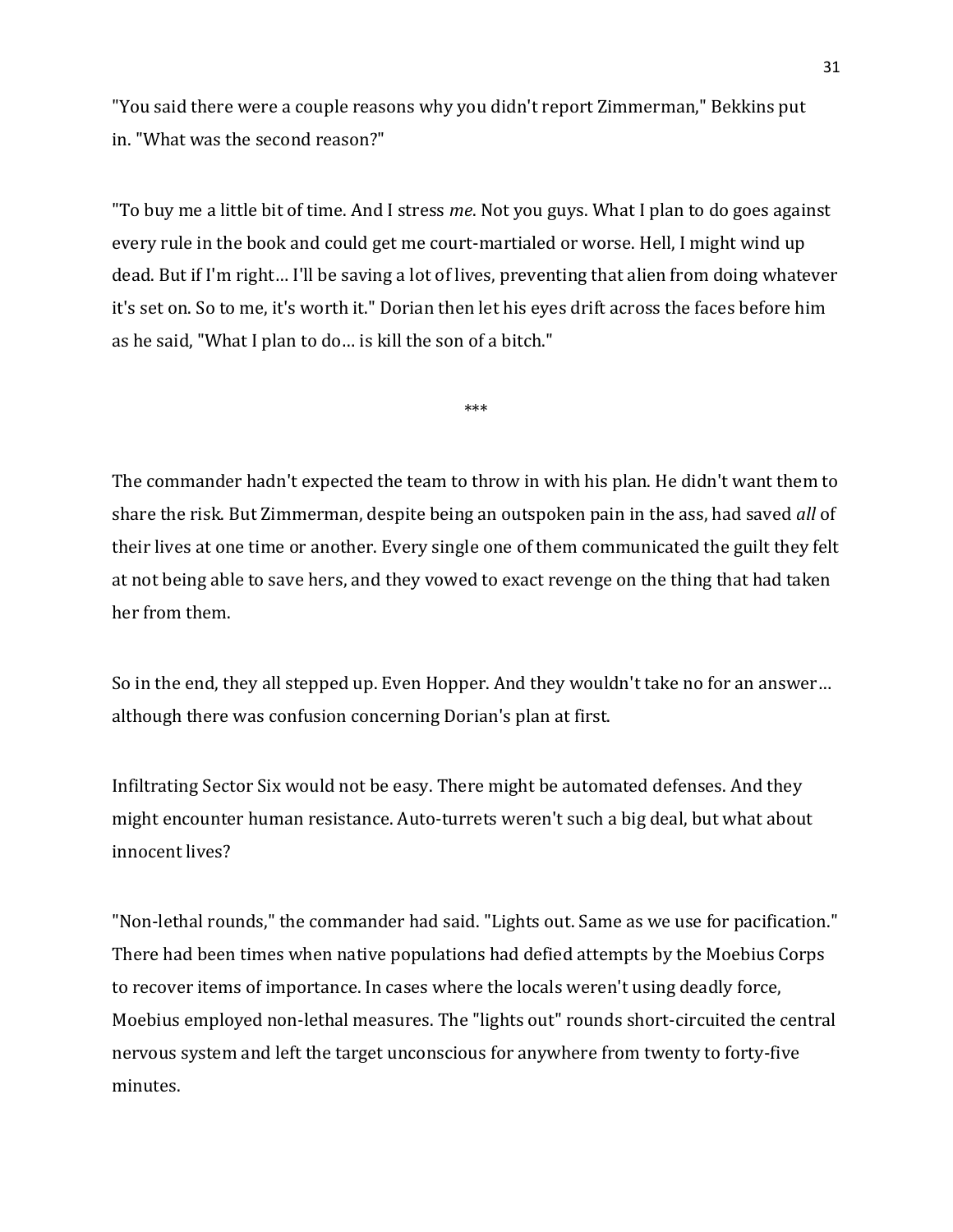"You said there were a couple reasons why you didn't report Zimmerman," Bekkins put in. "What was the second reason?"

"To buy me a little bit of time. And I stress *me*. Not you guys. What I plan to do goes against every rule in the book and could get me court-martialed or worse. Hell, I might wind up dead. But if I'm right… I'll be saving a lot of lives, preventing that alien from doing whatever it's set on. So to me, it's worth it." Dorian then let his eyes drift across the faces before him as he said, "What I plan to do… is kill the son of a bitch."

***

The commander hadn't expected the team to throw in with his plan. He didn't want them to share the risk. But Zimmerman, despite being an outspoken pain in the ass, had saved *all* of their lives at one time or another. Every single one of them communicated the guilt they felt at not being able to save hers, and they vowed to exact revenge on the thing that had taken her from them.

So in the end, they all stepped up. Even Hopper. And they wouldn't take no for an answer… although there was confusion concerning Dorian's plan at first.

Infiltrating Sector Six would not be easy. There might be automated defenses. And they might encounter human resistance. Auto-turrets weren't such a big deal, but what about innocent lives?

"Non-lethal rounds," the commander had said. "Lights out. Same as we use for pacification." There had been times when native populations had defied attempts by the Moebius Corps to recover items of importance. In cases where the locals weren't using deadly force, Moebius employed non-lethal measures. The "lights out" rounds short-circuited the central nervous system and left the target unconscious for anywhere from twenty to forty-five minutes.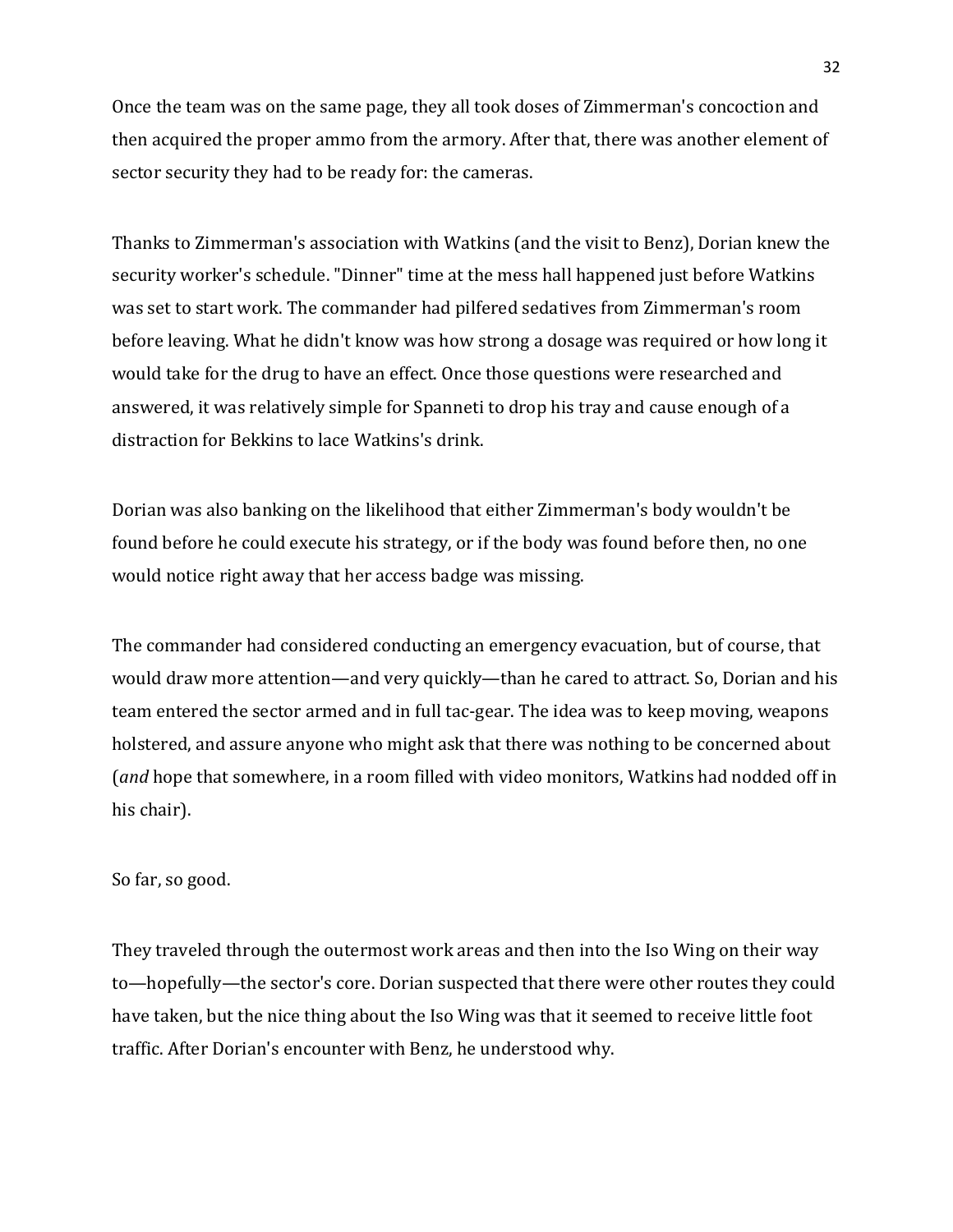Once the team was on the same page, they all took doses of Zimmerman's concoction and then acquired the proper ammo from the armory. After that, there was another element of sector security they had to be ready for: the cameras.

Thanks to Zimmerman's association with Watkins (and the visit to Benz), Dorian knew the security worker's schedule. "Dinner" time at the mess hall happened just before Watkins was set to start work. The commander had pilfered sedatives from Zimmerman's room before leaving. What he didn't know was how strong a dosage was required or how long it would take for the drug to have an effect. Once those questions were researched and answered, it was relatively simple for Spanneti to drop his tray and cause enough of a distraction for Bekkins to lace Watkins's drink.

Dorian was also banking on the likelihood that either Zimmerman's body wouldn't be found before he could execute his strategy, or if the body was found before then, no one would notice right away that her access badge was missing.

The commander had considered conducting an emergency evacuation, but of course, that would draw more attention—and very quickly—than he cared to attract. So, Dorian and his team entered the sector armed and in full tac-gear. The idea was to keep moving, weapons holstered, and assure anyone who might ask that there was nothing to be concerned about (*and* hope that somewhere, in a room filled with video monitors, Watkins had nodded off in his chair).

So far, so good.

They traveled through the outermost work areas and then into the Iso Wing on their way to—hopefully—the sector's core. Dorian suspected that there were other routes they could have taken, but the nice thing about the Iso Wing was that it seemed to receive little foot traffic. After Dorian's encounter with Benz, he understood why.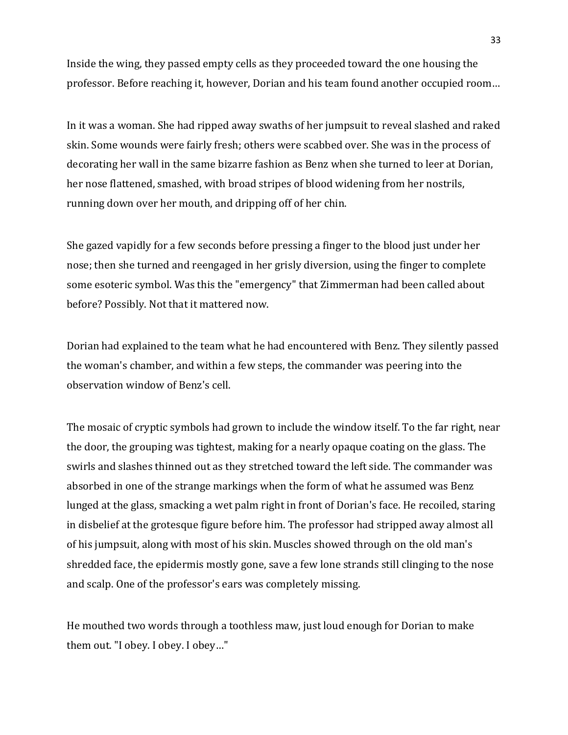Inside the wing, they passed empty cells as they proceeded toward the one housing the professor. Before reaching it, however, Dorian and his team found another occupied room…

In it was a woman. She had ripped away swaths of her jumpsuit to reveal slashed and raked skin. Some wounds were fairly fresh; others were scabbed over. She was in the process of decorating her wall in the same bizarre fashion as Benz when she turned to leer at Dorian, her nose flattened, smashed, with broad stripes of blood widening from her nostrils, running down over her mouth, and dripping off of her chin.

She gazed vapidly for a few seconds before pressing a finger to the blood just under her nose; then she turned and reengaged in her grisly diversion, using the finger to complete some esoteric symbol. Was this the "emergency" that Zimmerman had been called about before? Possibly. Not that it mattered now.

Dorian had explained to the team what he had encountered with Benz. They silently passed the woman's chamber, and within a few steps, the commander was peering into the observation window of Benz's cell.

The mosaic of cryptic symbols had grown to include the window itself. To the far right, near the door, the grouping was tightest, making for a nearly opaque coating on the glass. The swirls and slashes thinned out as they stretched toward the left side. The commander was absorbed in one of the strange markings when the form of what he assumed was Benz lunged at the glass, smacking a wet palm right in front of Dorian's face. He recoiled, staring in disbelief at the grotesque figure before him. The professor had stripped away almost all of his jumpsuit, along with most of his skin. Muscles showed through on the old man's shredded face, the epidermis mostly gone, save a few lone strands still clinging to the nose and scalp. One of the professor's ears was completely missing.

He mouthed two words through a toothless maw, just loud enough for Dorian to make them out. "I obey. I obey. I obey…"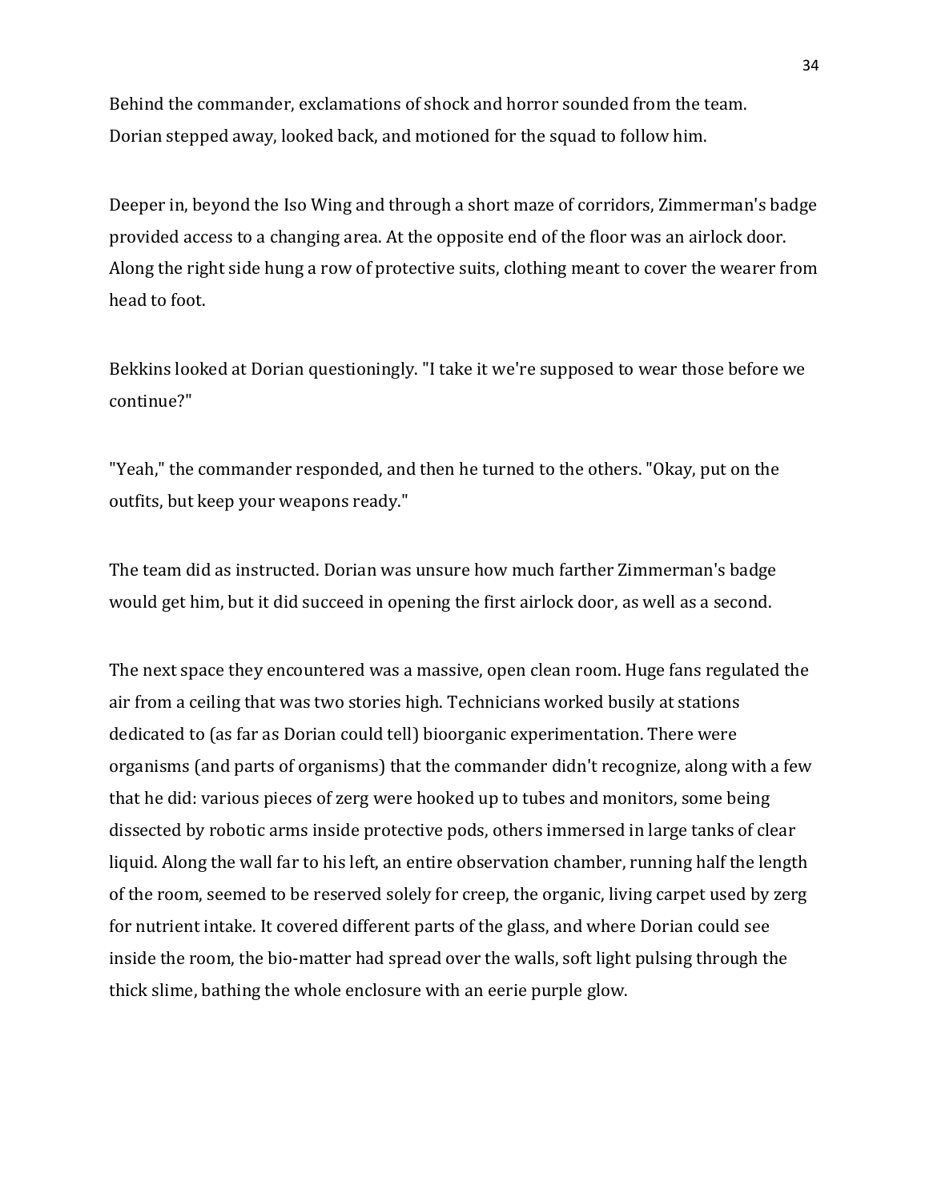Behind the commander, exclamations of shock and horror sounded from the team. Dorian stepped away, looked back, and motioned for the squad to follow him.

Deeper in, beyond the Iso Wing and through a short maze of corridors, Zimmerman's badge provided access to a changing area. At the opposite end of the floor was an airlock door. Along the right side hung a row of protective suits, clothing meant to cover the wearer from head to foot.

Bekkins looked at Dorian questioningly. "I take it we're supposed to wear those before we continue?"

"Yeah," the commander responded, and then he turned to the others. "Okay, put on the outfits, but keep your weapons ready."

The team did as instructed. Dorian was unsure how much farther Zimmerman's badge would get him, but it did succeed in opening the first airlock door, as well as a second.

The next space they encountered was a massive, open clean room. Huge fans regulated the air from a ceiling that was two stories high. Technicians worked busily at stations dedicated to (as far as Dorian could tell) bioorganic experimentation. There were organisms (and parts of organisms) that the commander didn't recognize, along with a few that he did: various pieces of zerg were hooked up to tubes and monitors, some being dissected by robotic arms inside protective pods, others immersed in large tanks of clear liquid. Along the wall far to his left, an entire observation chamber, running half the length of the room, seemed to be reserved solely for creep, the organic, living carpet used by zerg for nutrient intake. It covered different parts of the glass, and where Dorian could see inside the room, the bio-matter had spread over the walls, soft light pulsing through the thick slime, bathing the whole enclosure with an eerie purple glow.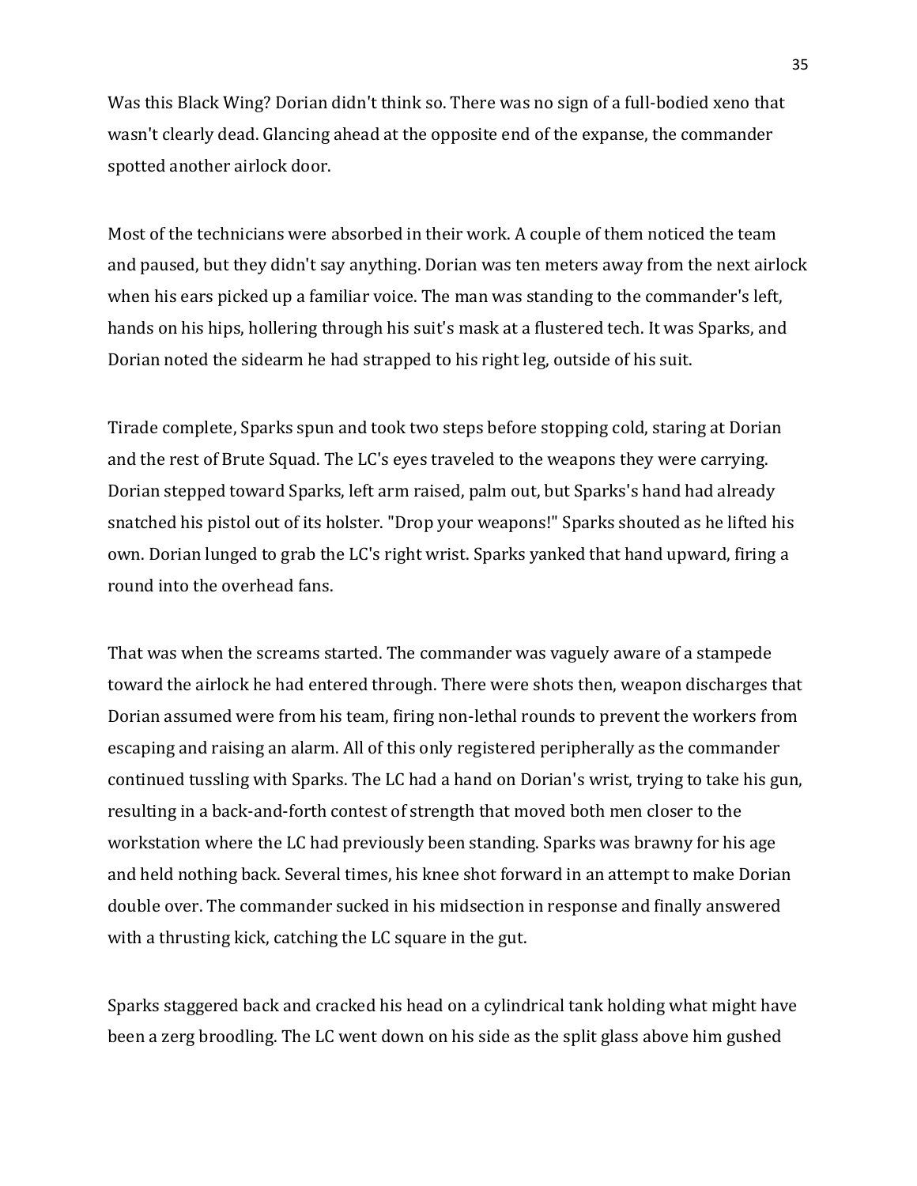Was this Black Wing? Dorian didn't think so. There was no sign of a full-bodied xeno that wasn't clearly dead. Glancing ahead at the opposite end of the expanse, the commander spotted another airlock door.

Most of the technicians were absorbed in their work. A couple of them noticed the team and paused, but they didn't say anything. Dorian was ten meters away from the next airlock when his ears picked up a familiar voice. The man was standing to the commander's left, hands on his hips, hollering through his suit's mask at a flustered tech. It was Sparks, and Dorian noted the sidearm he had strapped to his right leg, outside of his suit.

Tirade complete, Sparks spun and took two steps before stopping cold, staring at Dorian and the rest of Brute Squad. The LC's eyes traveled to the weapons they were carrying. Dorian stepped toward Sparks, left arm raised, palm out, but Sparks's hand had already snatched his pistol out of its holster. "Drop your weapons!" Sparks shouted as he lifted his own. Dorian lunged to grab the LC's right wrist. Sparks yanked that hand upward, firing a round into the overhead fans.

That was when the screams started. The commander was vaguely aware of a stampede toward the airlock he had entered through. There were shots then, weapon discharges that Dorian assumed were from his team, firing non-lethal rounds to prevent the workers from escaping and raising an alarm. All of this only registered peripherally as the commander continued tussling with Sparks. The LC had a hand on Dorian's wrist, trying to take his gun, resulting in a back-and-forth contest of strength that moved both men closer to the workstation where the LC had previously been standing. Sparks was brawny for his age and held nothing back. Several times, his knee shot forward in an attempt to make Dorian double over. The commander sucked in his midsection in response and finally answered with a thrusting kick, catching the LC square in the gut.

Sparks staggered back and cracked his head on a cylindrical tank holding what might have been a zerg broodling. The LC went down on his side as the split glass above him gushed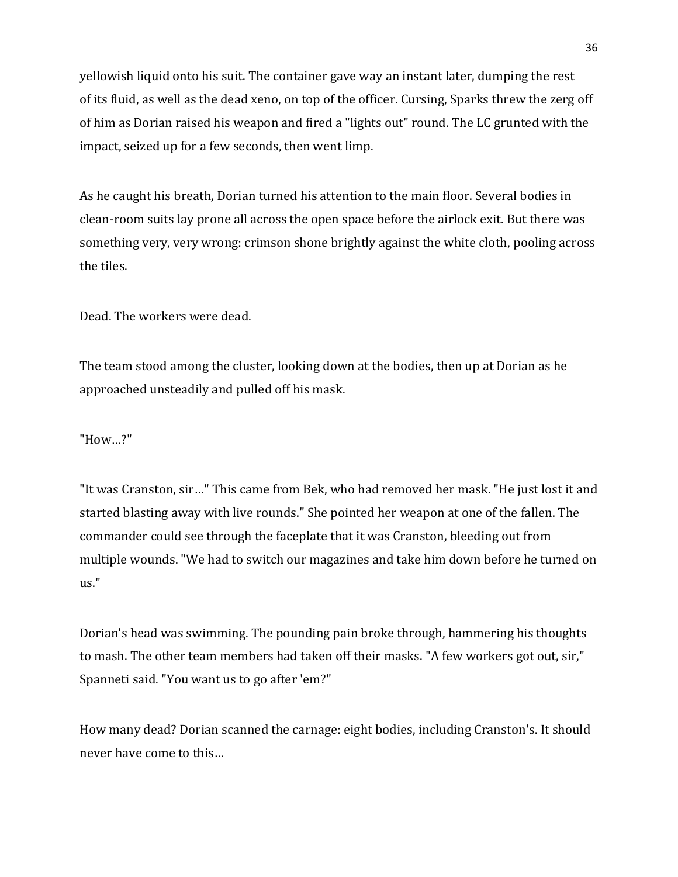yellowish liquid onto his suit. The container gave way an instant later, dumping the rest of its fluid, as well as the dead xeno, on top of the officer. Cursing, Sparks threw the zerg off of him as Dorian raised his weapon and fired a "lights out" round. The LC grunted with the impact, seized up for a few seconds, then went limp.

As he caught his breath, Dorian turned his attention to the main floor. Several bodies in clean-room suits lay prone all across the open space before the airlock exit. But there was something very, very wrong: crimson shone brightly against the white cloth, pooling across the tiles.

Dead. The workers were dead.

The team stood among the cluster, looking down at the bodies, then up at Dorian as he approached unsteadily and pulled off his mask.

"How…?"

"It was Cranston, sir…" This came from Bek, who had removed her mask. "He just lost it and started blasting away with live rounds." She pointed her weapon at one of the fallen. The commander could see through the faceplate that it was Cranston, bleeding out from multiple wounds. "We had to switch our magazines and take him down before he turned on us."

Dorian's head was swimming. The pounding pain broke through, hammering his thoughts to mash. The other team members had taken off their masks. "A few workers got out, sir," Spanneti said. "You want us to go after 'em?"

How many dead? Dorian scanned the carnage: eight bodies, including Cranston's. It should never have come to this…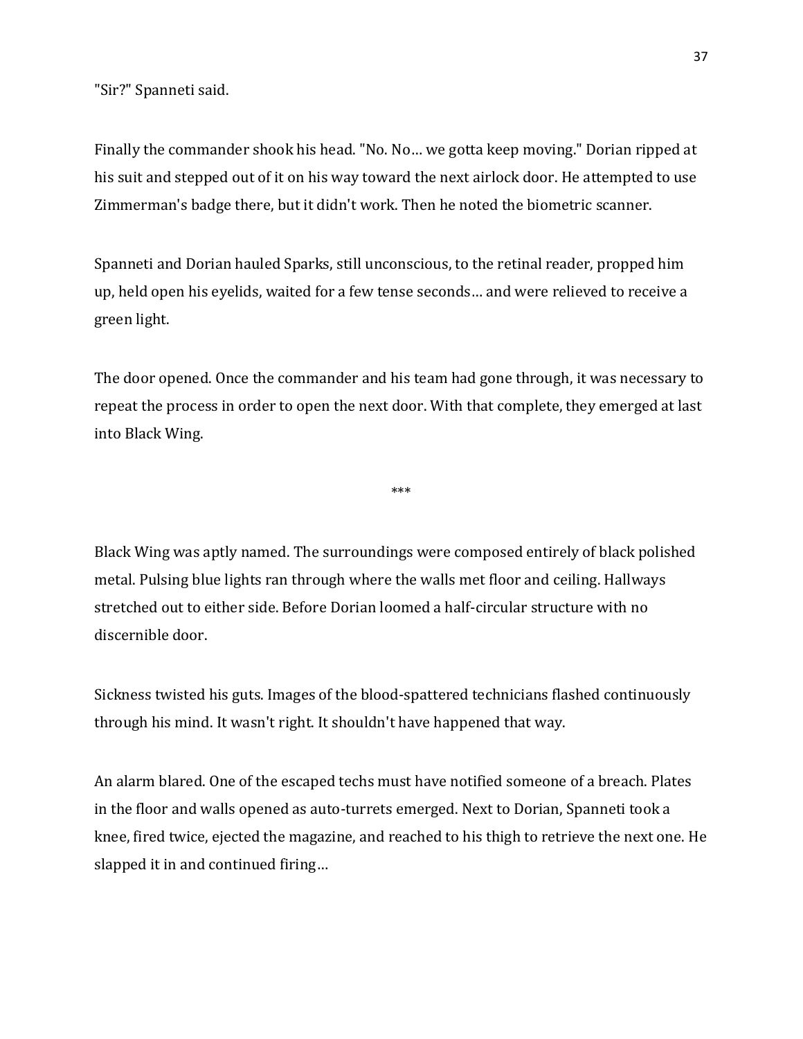"Sir?" Spanneti said.

Finally the commander shook his head. "No. No… we gotta keep moving." Dorian ripped at his suit and stepped out of it on his way toward the next airlock door. He attempted to use Zimmerman's badge there, but it didn't work. Then he noted the biometric scanner.

Spanneti and Dorian hauled Sparks, still unconscious, to the retinal reader, propped him up, held open his eyelids, waited for a few tense seconds… and were relieved to receive a green light.

The door opened. Once the commander and his team had gone through, it was necessary to repeat the process in order to open the next door. With that complete, they emerged at last into Black Wing.

***

Black Wing was aptly named. The surroundings were composed entirely of black polished metal. Pulsing blue lights ran through where the walls met floor and ceiling. Hallways stretched out to either side. Before Dorian loomed a half-circular structure with no discernible door.

Sickness twisted his guts. Images of the blood-spattered technicians flashed continuously through his mind. It wasn't right. It shouldn't have happened that way.

An alarm blared. One of the escaped techs must have notified someone of a breach. Plates in the floor and walls opened as auto-turrets emerged. Next to Dorian, Spanneti took a knee, fired twice, ejected the magazine, and reached to his thigh to retrieve the next one. He slapped it in and continued firing…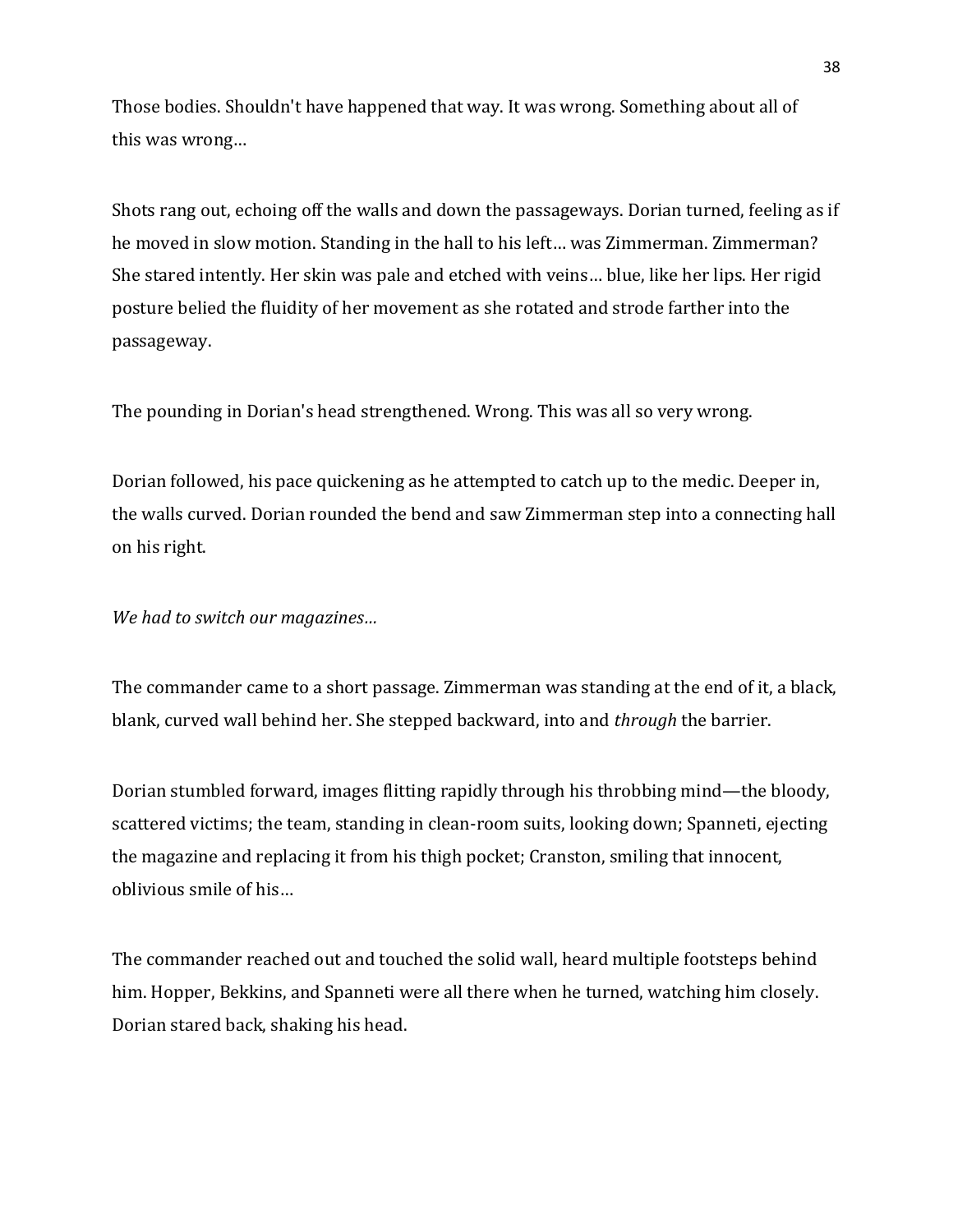Those bodies. Shouldn't have happened that way. It was wrong. Something about all of this was wrong…

Shots rang out, echoing off the walls and down the passageways. Dorian turned, feeling as if he moved in slow motion. Standing in the hall to his left… was Zimmerman. Zimmerman? She stared intently. Her skin was pale and etched with veins… blue, like her lips. Her rigid posture belied the fluidity of her movement as she rotated and strode farther into the passageway.

The pounding in Dorian's head strengthened. Wrong. This was all so very wrong.

Dorian followed, his pace quickening as he attempted to catch up to the medic. Deeper in, the walls curved. Dorian rounded the bend and saw Zimmerman step into a connecting hall on his right.

*We had to switch our magazines…*

The commander came to a short passage. Zimmerman was standing at the end of it, a black, blank, curved wall behind her. She stepped backward, into and *through* the barrier.

Dorian stumbled forward, images flitting rapidly through his throbbing mind—the bloody, scattered victims; the team, standing in clean-room suits, looking down; Spanneti, ejecting the magazine and replacing it from his thigh pocket; Cranston, smiling that innocent, oblivious smile of his…

The commander reached out and touched the solid wall, heard multiple footsteps behind him. Hopper, Bekkins, and Spanneti were all there when he turned, watching him closely. Dorian stared back, shaking his head.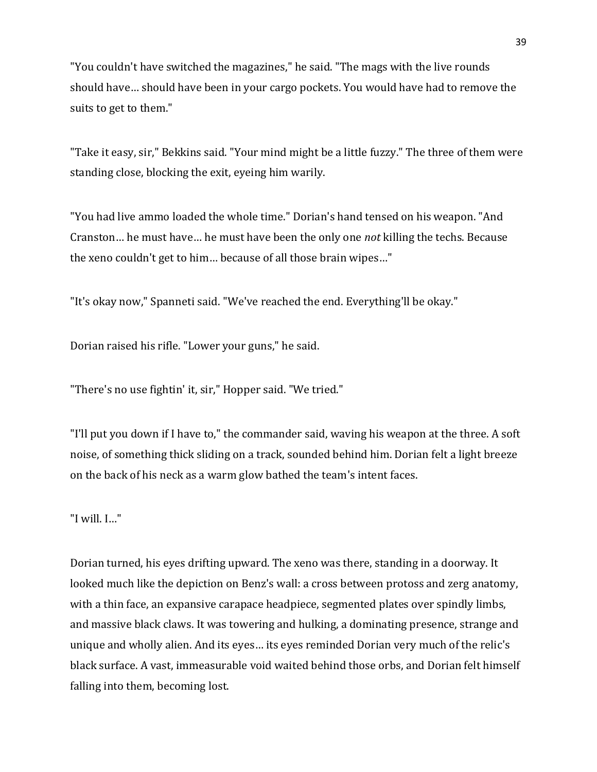"You couldn't have switched the magazines," he said. "The mags with the live rounds should have… should have been in your cargo pockets. You would have had to remove the suits to get to them."

"Take it easy, sir," Bekkins said. "Your mind might be a little fuzzy." The three of them were standing close, blocking the exit, eyeing him warily.

"You had live ammo loaded the whole time." Dorian's hand tensed on his weapon. "And Cranston… he must have… he must have been the only one *not* killing the techs. Because the xeno couldn't get to him… because of all those brain wipes…"

"It's okay now," Spanneti said. "We've reached the end. Everything'll be okay."

Dorian raised his rifle. "Lower your guns," he said.

"There's no use fightin' it, sir," Hopper said. "We tried."

"I'll put you down if I have to," the commander said, waving his weapon at the three. A soft noise, of something thick sliding on a track, sounded behind him. Dorian felt a light breeze on the back of his neck as a warm glow bathed the team's intent faces.

"I will. I…"

Dorian turned, his eyes drifting upward. The xeno was there, standing in a doorway. It looked much like the depiction on Benz's wall: a cross between protoss and zerg anatomy, with a thin face, an expansive carapace headpiece, segmented plates over spindly limbs, and massive black claws. It was towering and hulking, a dominating presence, strange and unique and wholly alien. And its eyes… its eyes reminded Dorian very much of the relic's black surface. A vast, immeasurable void waited behind those orbs, and Dorian felt himself falling into them, becoming lost.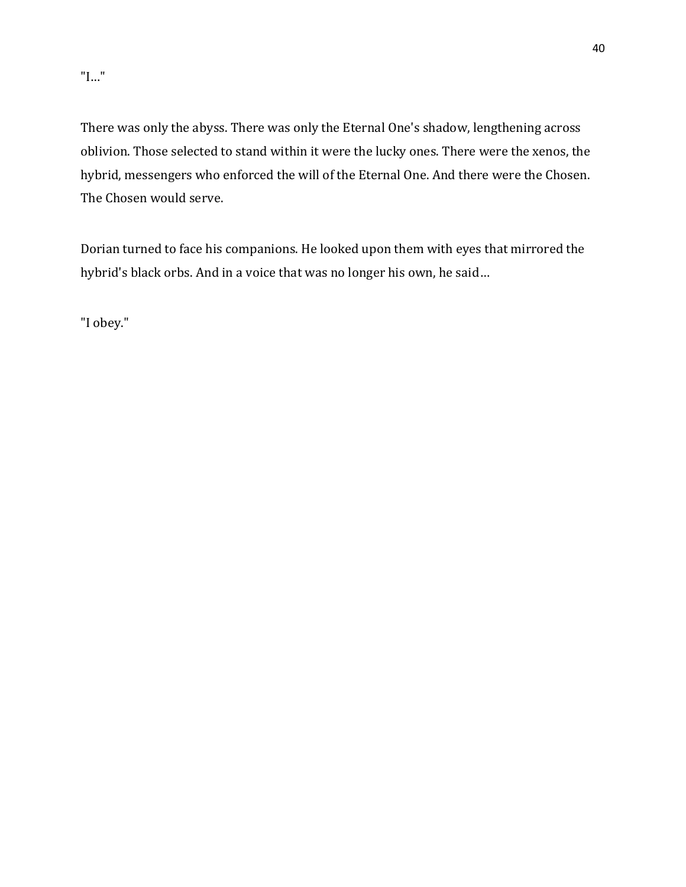"I…"

There was only the abyss. There was only the Eternal One's shadow, lengthening across oblivion. Those selected to stand within it were the lucky ones. There were the xenos, the hybrid, messengers who enforced the will of the Eternal One. And there were the Chosen. The Chosen would serve.

Dorian turned to face his companions. He looked upon them with eyes that mirrored the hybrid's black orbs. And in a voice that was no longer his own, he said…

"I obey."